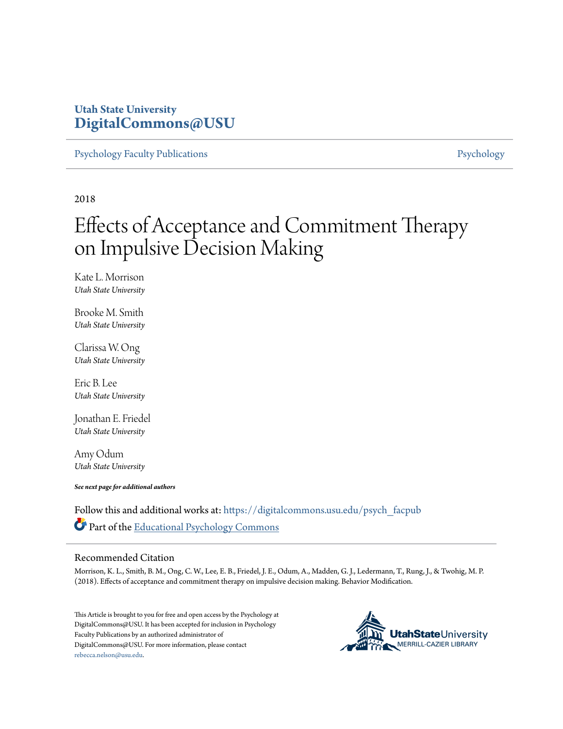Utah State University
**DigitalCommons@USU**

Psychology Faculty Publications | Psychology

2018

# Effects of Acceptance and Commitment Therapy on Impulsive Decision Making

Kate L. Morrison
*Utah State University*

Brooke M. Smith
*Utah State University*

Clarissa W. Ong
*Utah State University*

Eric B. Lee
*Utah State University*

Jonathan E. Friedel
*Utah State University*

Amy Odum
*Utah State University*

***See next page for additional authors***

Follow this and additional works at: https://digitalcommons.usu.edu/psych_facpub

Part of the Educational Psychology Commons

## Recommended Citation

Morrison, K. L., Smith, B. M., Ong, C. W., Lee, E. B., Friedel, J. E., Odum, A., Madden, G. J., Ledermann, T., Rung, J., & Twohig, M. P. (2018). Effects of acceptance and commitment therapy on impulsive decision making. Behavior Modification.

This Article is brought to you for free and open access by the Psychology at DigitalCommons@USU. It has been accepted for inclusion in Psychology Faculty Publications by an authorized administrator of DigitalCommons@USU. For more information, please contact rebecca.nelson@usu.edu.

UtahStateUniversity
MERRILL-CAZIER LIBRARY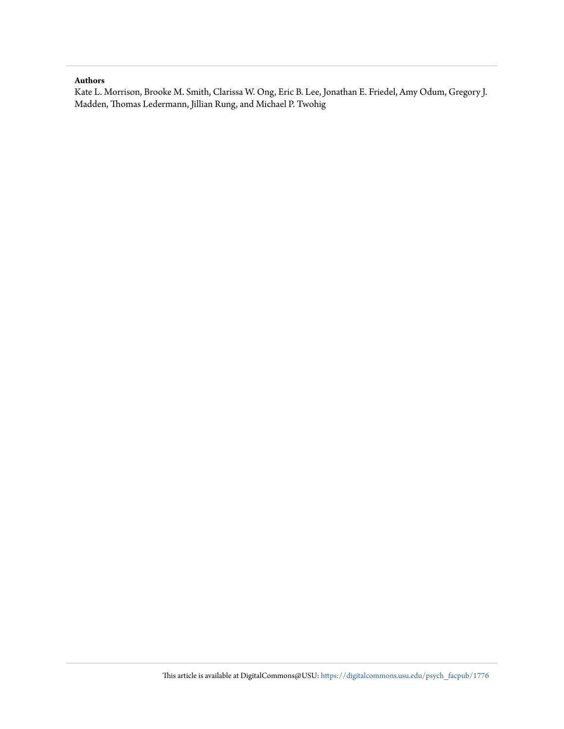**Authors**

Kate L. Morrison, Brooke M. Smith, Clarissa W. Ong, Eric B. Lee, Jonathan E. Friedel, Amy Odum, Gregory J. Madden, Thomas Ledermann, Jillian Rung, and Michael P. Twohig

This article is available at DigitalCommons@USU: https://digitalcommons.usu.edu/psych_facpub/1776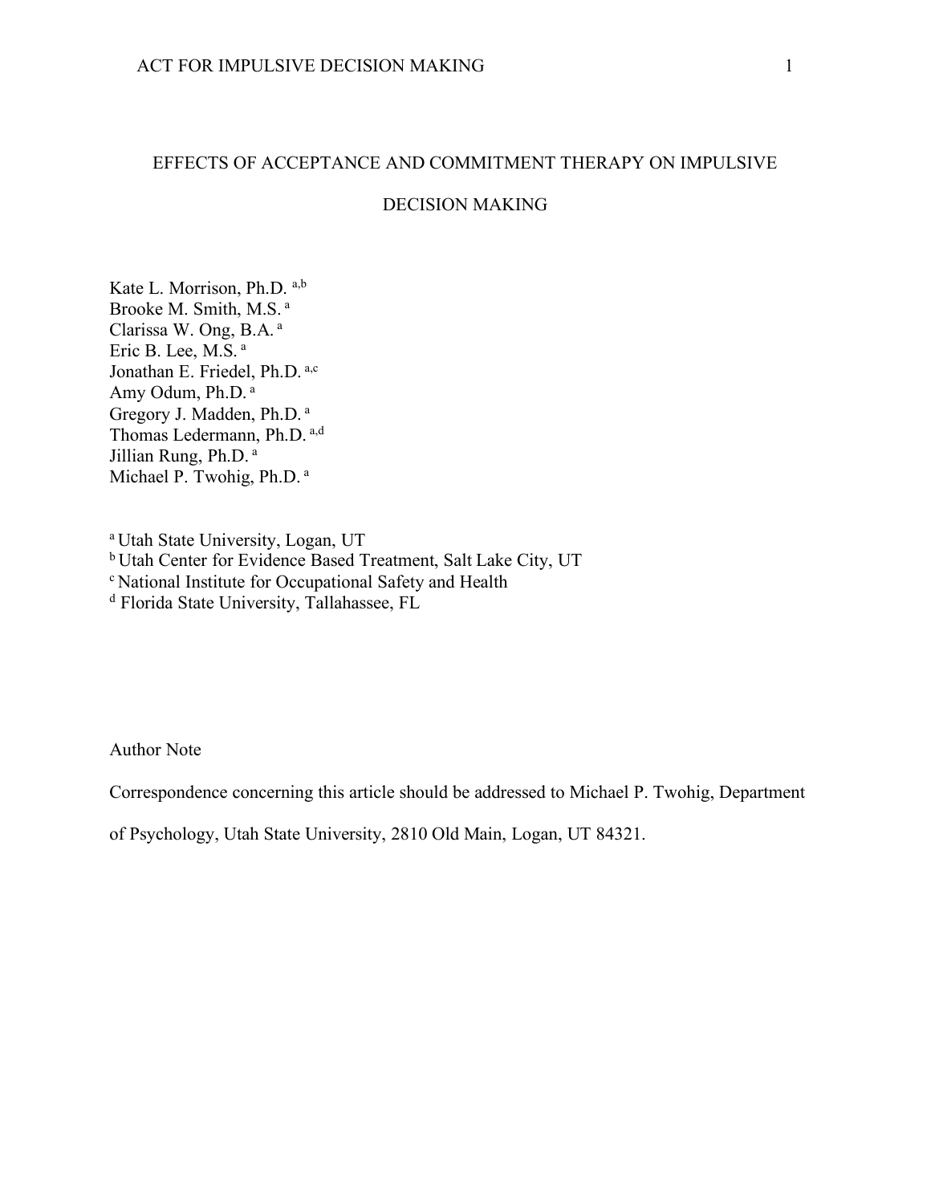# EFFECTS OF ACCEPTANCE AND COMMITMENT THERAPY ON IMPULSIVE DECISION MAKING

Kate L. Morrison, Ph.D. [a,b]
Brooke M. Smith, M.S. [a]
Clarissa W. Ong, B.A. [a]
Eric B. Lee, M.S. [a]
Jonathan E. Friedel, Ph.D. [a,c]
Amy Odum, Ph.D. [a]
Gregory J. Madden, Ph.D. [a]
Thomas Ledermann, Ph.D. [a,d]
Jillian Rung, Ph.D. [a]
Michael P. Twohig, Ph.D. [a]

[a] Utah State University, Logan, UT
[b] Utah Center for Evidence Based Treatment, Salt Lake City, UT
[c] National Institute for Occupational Safety and Health
[d] Florida State University, Tallahassee, FL

Author Note

Correspondence concerning this article should be addressed to Michael P. Twohig, Department of Psychology, Utah State University, 2810 Old Main, Logan, UT 84321.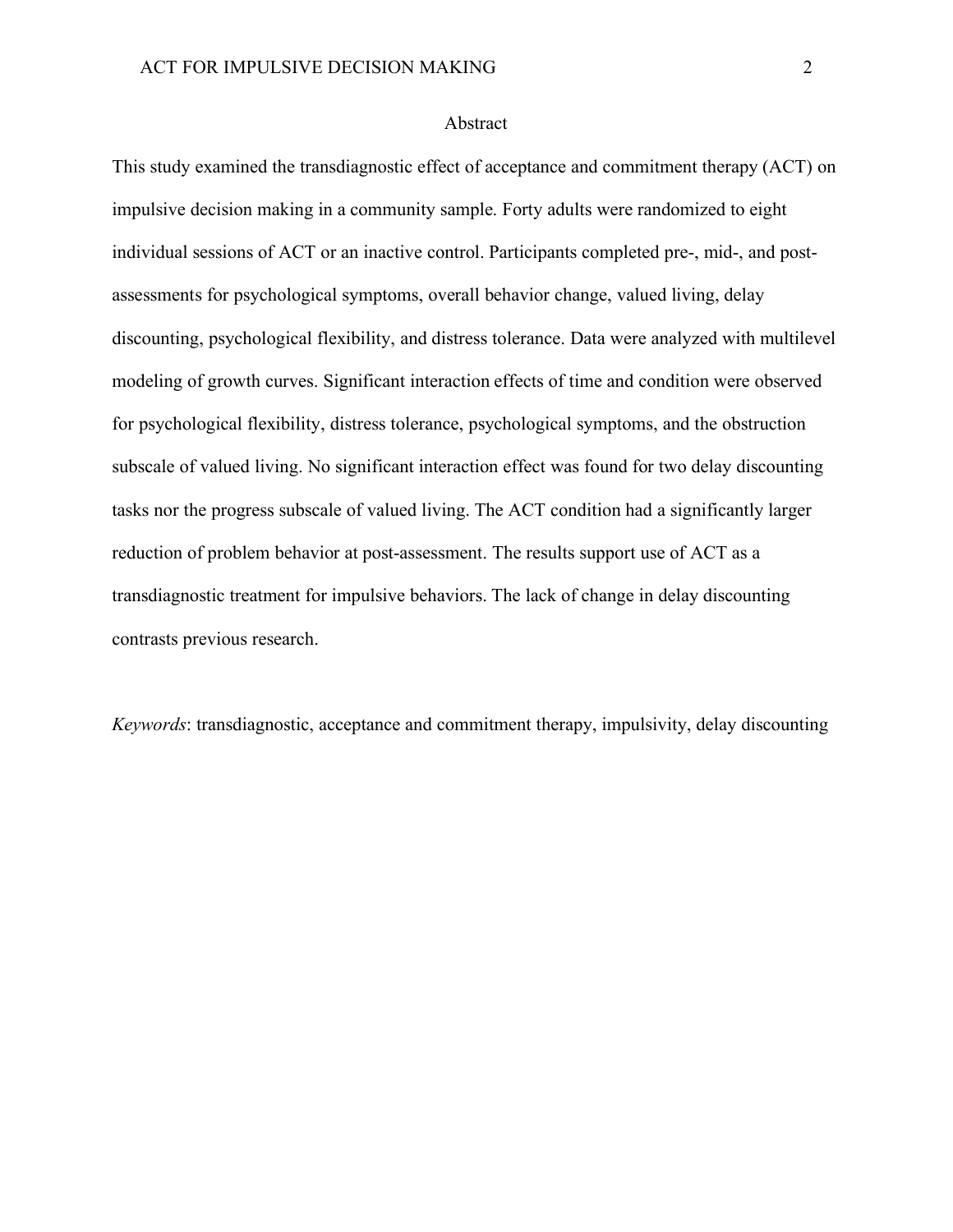# Abstract

This study examined the transdiagnostic effect of acceptance and commitment therapy (ACT) on impulsive decision making in a community sample. Forty adults were randomized to eight individual sessions of ACT or an inactive control. Participants completed pre-, mid-, and post-assessments for psychological symptoms, overall behavior change, valued living, delay discounting, psychological flexibility, and distress tolerance. Data were analyzed with multilevel modeling of growth curves. Significant interaction effects of time and condition were observed for psychological flexibility, distress tolerance, psychological symptoms, and the obstruction subscale of valued living. No significant interaction effect was found for two delay discounting tasks nor the progress subscale of valued living. The ACT condition had a significantly larger reduction of problem behavior at post-assessment. The results support use of ACT as a transdiagnostic treatment for impulsive behaviors. The lack of change in delay discounting contrasts previous research.

*Keywords*: transdiagnostic, acceptance and commitment therapy, impulsivity, delay discounting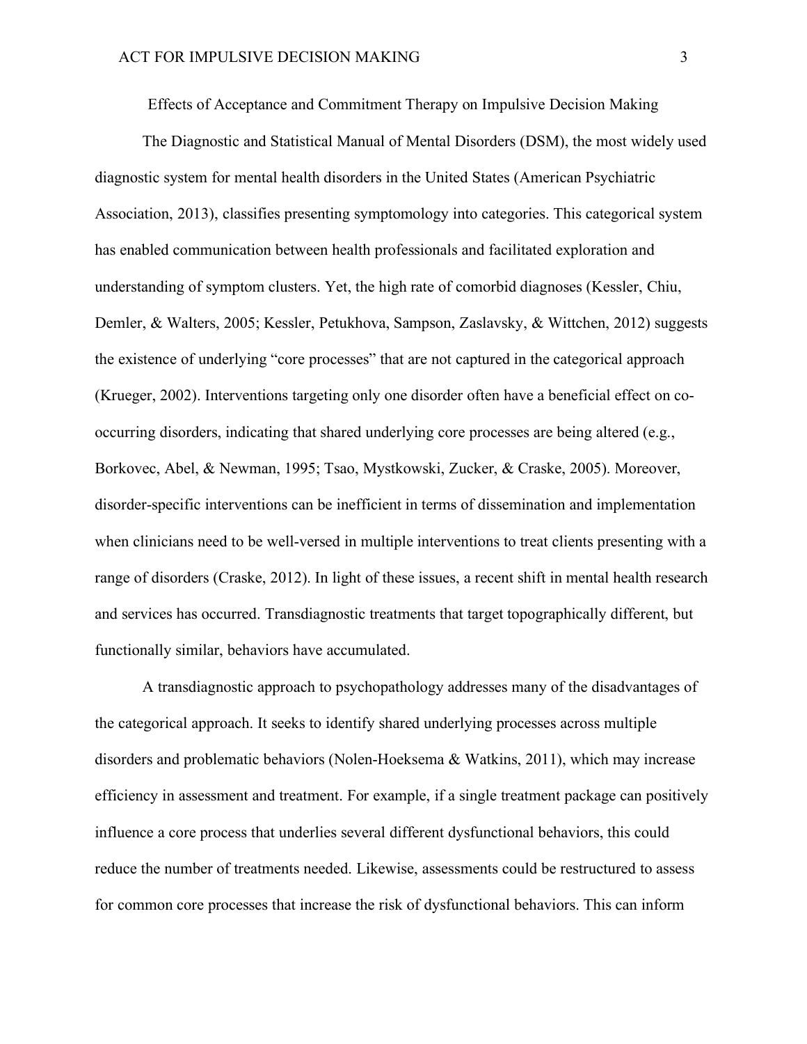# Effects of Acceptance and Commitment Therapy on Impulsive Decision Making

The Diagnostic and Statistical Manual of Mental Disorders (DSM), the most widely used diagnostic system for mental health disorders in the United States (American Psychiatric Association, 2013), classifies presenting symptomology into categories. This categorical system has enabled communication between health professionals and facilitated exploration and understanding of symptom clusters. Yet, the high rate of comorbid diagnoses (Kessler, Chiu, Demler, & Walters, 2005; Kessler, Petukhova, Sampson, Zaslavsky, & Wittchen, 2012) suggests the existence of underlying "core processes" that are not captured in the categorical approach (Krueger, 2002). Interventions targeting only one disorder often have a beneficial effect on co-occurring disorders, indicating that shared underlying core processes are being altered (e.g., Borkovec, Abel, & Newman, 1995; Tsao, Mystkowski, Zucker, & Craske, 2005). Moreover, disorder-specific interventions can be inefficient in terms of dissemination and implementation when clinicians need to be well-versed in multiple interventions to treat clients presenting with a range of disorders (Craske, 2012). In light of these issues, a recent shift in mental health research and services has occurred. Transdiagnostic treatments that target topographically different, but functionally similar, behaviors have accumulated.

A transdiagnostic approach to psychopathology addresses many of the disadvantages of the categorical approach. It seeks to identify shared underlying processes across multiple disorders and problematic behaviors (Nolen-Hoeksema & Watkins, 2011), which may increase efficiency in assessment and treatment. For example, if a single treatment package can positively influence a core process that underlies several different dysfunctional behaviors, this could reduce the number of treatments needed. Likewise, assessments could be restructured to assess for common core processes that increase the risk of dysfunctional behaviors. This can inform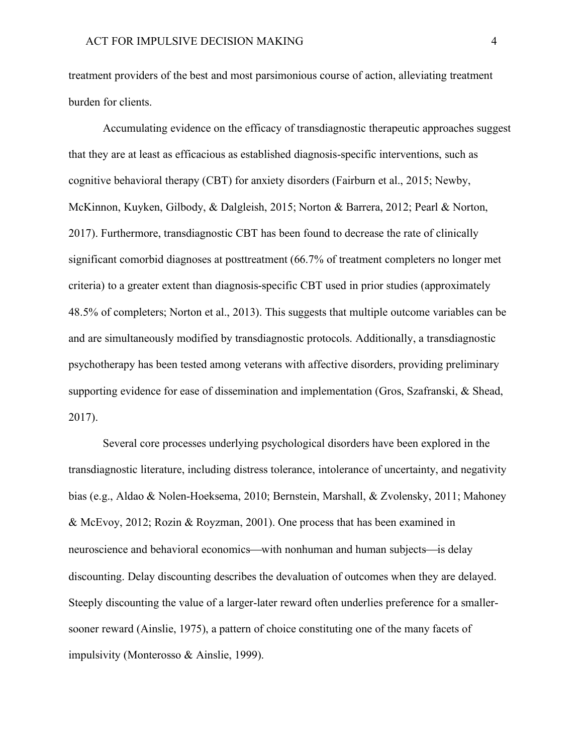treatment providers of the best and most parsimonious course of action, alleviating treatment burden for clients.

Accumulating evidence on the efficacy of transdiagnostic therapeutic approaches suggest that they are at least as efficacious as established diagnosis-specific interventions, such as cognitive behavioral therapy (CBT) for anxiety disorders (Fairburn et al., 2015; Newby, McKinnon, Kuyken, Gilbody, & Dalgleish, 2015; Norton & Barrera, 2012; Pearl & Norton, 2017). Furthermore, transdiagnostic CBT has been found to decrease the rate of clinically significant comorbid diagnoses at posttreatment (66.7% of treatment completers no longer met criteria) to a greater extent than diagnosis-specific CBT used in prior studies (approximately 48.5% of completers; Norton et al., 2013). This suggests that multiple outcome variables can be and are simultaneously modified by transdiagnostic protocols. Additionally, a transdiagnostic psychotherapy has been tested among veterans with affective disorders, providing preliminary supporting evidence for ease of dissemination and implementation (Gros, Szafranski, & Shead, 2017).

Several core processes underlying psychological disorders have been explored in the transdiagnostic literature, including distress tolerance, intolerance of uncertainty, and negativity bias (e.g., Aldao & Nolen-Hoeksema, 2010; Bernstein, Marshall, & Zvolensky, 2011; Mahoney & McEvoy, 2012; Rozin & Royzman, 2001). One process that has been examined in neuroscience and behavioral economics—with nonhuman and human subjects—is delay discounting. Delay discounting describes the devaluation of outcomes when they are delayed. Steeply discounting the value of a larger-later reward often underlies preference for a smaller-sooner reward (Ainslie, 1975), a pattern of choice constituting one of the many facets of impulsivity (Monterosso & Ainslie, 1999).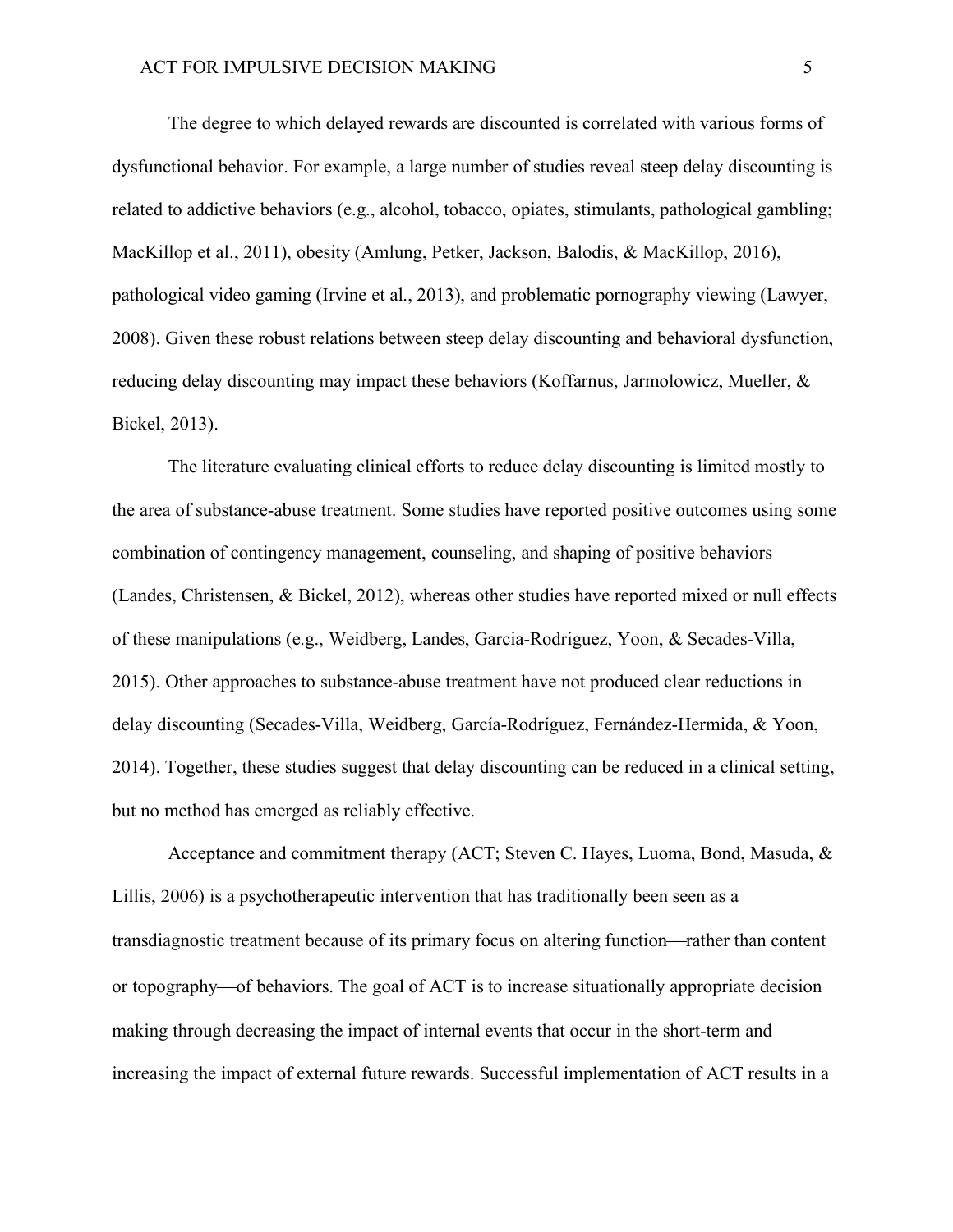The degree to which delayed rewards are discounted is correlated with various forms of dysfunctional behavior. For example, a large number of studies reveal steep delay discounting is related to addictive behaviors (e.g., alcohol, tobacco, opiates, stimulants, pathological gambling; MacKillop et al., 2011), obesity (Amlung, Petker, Jackson, Balodis, & MacKillop, 2016), pathological video gaming (Irvine et al., 2013), and problematic pornography viewing (Lawyer, 2008). Given these robust relations between steep delay discounting and behavioral dysfunction, reducing delay discounting may impact these behaviors (Koffarnus, Jarmolowicz, Mueller, & Bickel, 2013).

The literature evaluating clinical efforts to reduce delay discounting is limited mostly to the area of substance-abuse treatment. Some studies have reported positive outcomes using some combination of contingency management, counseling, and shaping of positive behaviors (Landes, Christensen, & Bickel, 2012), whereas other studies have reported mixed or null effects of these manipulations (e.g., Weidberg, Landes, Garcia-Rodriguez, Yoon, & Secades-Villa, 2015). Other approaches to substance-abuse treatment have not produced clear reductions in delay discounting (Secades-Villa, Weidberg, García-Rodríguez, Fernández-Hermida, & Yoon, 2014). Together, these studies suggest that delay discounting can be reduced in a clinical setting, but no method has emerged as reliably effective.

Acceptance and commitment therapy (ACT; Steven C. Hayes, Luoma, Bond, Masuda, & Lillis, 2006) is a psychotherapeutic intervention that has traditionally been seen as a transdiagnostic treatment because of its primary focus on altering function—rather than content or topography—of behaviors. The goal of ACT is to increase situationally appropriate decision making through decreasing the impact of internal events that occur in the short-term and increasing the impact of external future rewards. Successful implementation of ACT results in a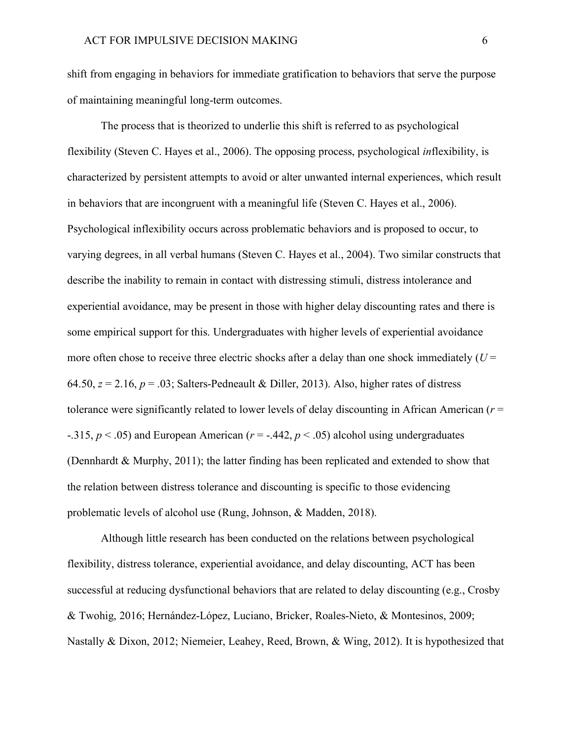shift from engaging in behaviors for immediate gratification to behaviors that serve the purpose of maintaining meaningful long-term outcomes.

The process that is theorized to underlie this shift is referred to as psychological flexibility (Steven C. Hayes et al., 2006). The opposing process, psychological *in*flexibility, is characterized by persistent attempts to avoid or alter unwanted internal experiences, which result in behaviors that are incongruent with a meaningful life (Steven C. Hayes et al., 2006). Psychological inflexibility occurs across problematic behaviors and is proposed to occur, to varying degrees, in all verbal humans (Steven C. Hayes et al., 2004). Two similar constructs that describe the inability to remain in contact with distressing stimuli, distress intolerance and experiential avoidance, may be present in those with higher delay discounting rates and there is some empirical support for this. Undergraduates with higher levels of experiential avoidance more often chose to receive three electric shocks after a delay than one shock immediately ($U$ = 64.50, $z$ = 2.16, $p$ = .03; Salters-Pedneault & Diller, 2013). Also, higher rates of distress tolerance were significantly related to lower levels of delay discounting in African American ($r$ = -.315, $p$ < .05) and European American ($r$ = -.442, $p$ < .05) alcohol using undergraduates (Dennhardt & Murphy, 2011); the latter finding has been replicated and extended to show that the relation between distress tolerance and discounting is specific to those evidencing problematic levels of alcohol use (Rung, Johnson, & Madden, 2018).

Although little research has been conducted on the relations between psychological flexibility, distress tolerance, experiential avoidance, and delay discounting, ACT has been successful at reducing dysfunctional behaviors that are related to delay discounting (e.g., Crosby & Twohig, 2016; Hernández-López, Luciano, Bricker, Roales-Nieto, & Montesinos, 2009; Nastally & Dixon, 2012; Niemeier, Leahey, Reed, Brown, & Wing, 2012). It is hypothesized that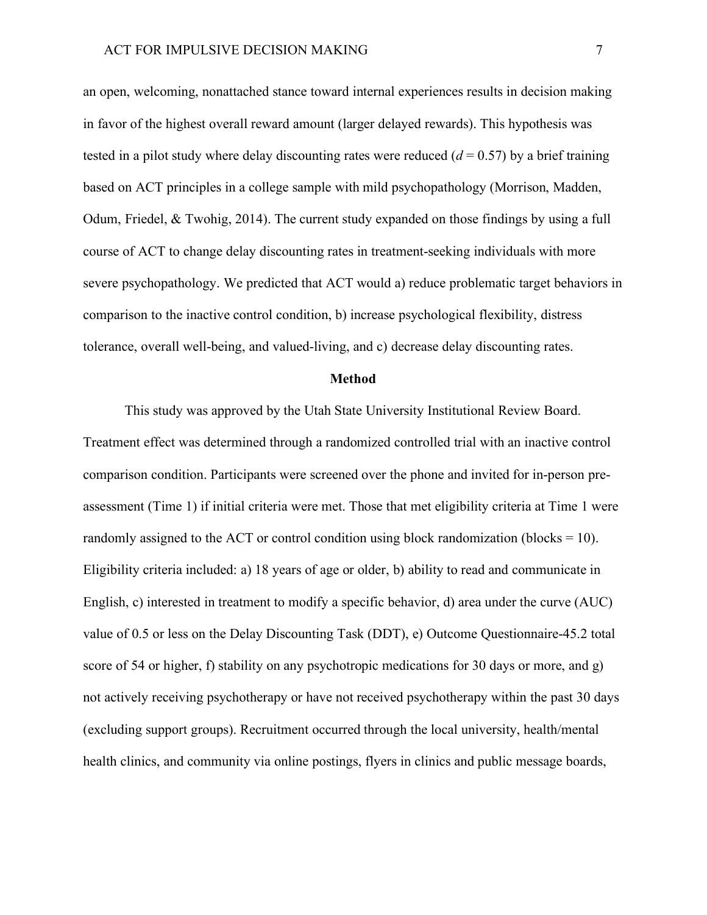an open, welcoming, nonattached stance toward internal experiences results in decision making in favor of the highest overall reward amount (larger delayed rewards). This hypothesis was tested in a pilot study where delay discounting rates were reduced (*d* = 0.57) by a brief training based on ACT principles in a college sample with mild psychopathology (Morrison, Madden, Odum, Friedel, & Twohig, 2014). The current study expanded on those findings by using a full course of ACT to change delay discounting rates in treatment-seeking individuals with more severe psychopathology. We predicted that ACT would a) reduce problematic target behaviors in comparison to the inactive control condition, b) increase psychological flexibility, distress tolerance, overall well-being, and valued-living, and c) decrease delay discounting rates.

## Method

This study was approved by the Utah State University Institutional Review Board. Treatment effect was determined through a randomized controlled trial with an inactive control comparison condition. Participants were screened over the phone and invited for in-person pre-assessment (Time 1) if initial criteria were met. Those that met eligibility criteria at Time 1 were randomly assigned to the ACT or control condition using block randomization (blocks = 10). Eligibility criteria included: a) 18 years of age or older, b) ability to read and communicate in English, c) interested in treatment to modify a specific behavior, d) area under the curve (AUC) value of 0.5 or less on the Delay Discounting Task (DDT), e) Outcome Questionnaire-45.2 total score of 54 or higher, f) stability on any psychotropic medications for 30 days or more, and g) not actively receiving psychotherapy or have not received psychotherapy within the past 30 days (excluding support groups). Recruitment occurred through the local university, health/mental health clinics, and community via online postings, flyers in clinics and public message boards,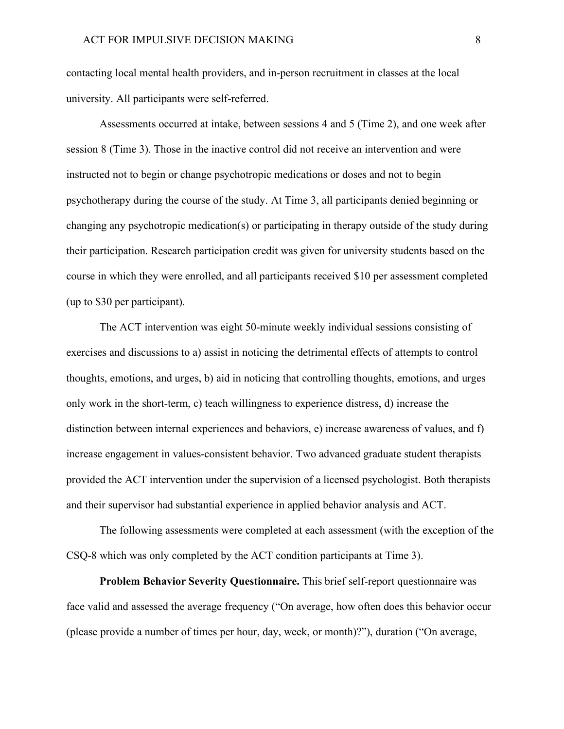contacting local mental health providers, and in-person recruitment in classes at the local university. All participants were self-referred.

Assessments occurred at intake, between sessions 4 and 5 (Time 2), and one week after session 8 (Time 3). Those in the inactive control did not receive an intervention and were instructed not to begin or change psychotropic medications or doses and not to begin psychotherapy during the course of the study. At Time 3, all participants denied beginning or changing any psychotropic medication(s) or participating in therapy outside of the study during their participation. Research participation credit was given for university students based on the course in which they were enrolled, and all participants received $10 per assessment completed (up to $30 per participant).

The ACT intervention was eight 50-minute weekly individual sessions consisting of exercises and discussions to a) assist in noticing the detrimental effects of attempts to control thoughts, emotions, and urges, b) aid in noticing that controlling thoughts, emotions, and urges only work in the short-term, c) teach willingness to experience distress, d) increase the distinction between internal experiences and behaviors, e) increase awareness of values, and f) increase engagement in values-consistent behavior. Two advanced graduate student therapists provided the ACT intervention under the supervision of a licensed psychologist. Both therapists and their supervisor had substantial experience in applied behavior analysis and ACT.

The following assessments were completed at each assessment (with the exception of the CSQ-8 which was only completed by the ACT condition participants at Time 3).

**Problem Behavior Severity Questionnaire.** This brief self-report questionnaire was face valid and assessed the average frequency ("On average, how often does this behavior occur (please provide a number of times per hour, day, week, or month)?"), duration ("On average,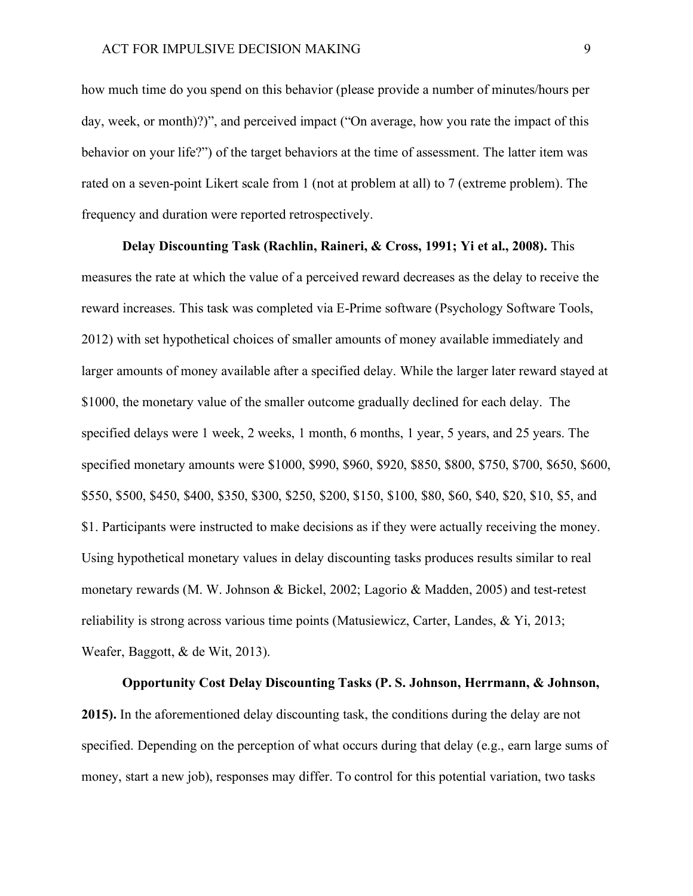how much time do you spend on this behavior (please provide a number of minutes/hours per day, week, or month)?)", and perceived impact ("On average, how you rate the impact of this behavior on your life?") of the target behaviors at the time of assessment. The latter item was rated on a seven-point Likert scale from 1 (not at problem at all) to 7 (extreme problem). The frequency and duration were reported retrospectively.

**Delay Discounting Task (Rachlin, Raineri, & Cross, 1991; Yi et al., 2008).** This measures the rate at which the value of a perceived reward decreases as the delay to receive the reward increases. This task was completed via E-Prime software (Psychology Software Tools, 2012) with set hypothetical choices of smaller amounts of money available immediately and larger amounts of money available after a specified delay. While the larger later reward stayed at $1000, the monetary value of the smaller outcome gradually declined for each delay. The specified delays were 1 week, 2 weeks, 1 month, 6 months, 1 year, 5 years, and 25 years. The specified monetary amounts were $1000, $990, $960, $920, $850, $800, $750, $700, $650, $600, $550, $500, $450, $400, $350, $300, $250, $200, $150, $100, $80, $60, $40, $20, $10, $5, and $1. Participants were instructed to make decisions as if they were actually receiving the money. Using hypothetical monetary values in delay discounting tasks produces results similar to real monetary rewards (M. W. Johnson & Bickel, 2002; Lagorio & Madden, 2005) and test-retest reliability is strong across various time points (Matusiewicz, Carter, Landes, & Yi, 2013; Weafer, Baggott, & de Wit, 2013).

**Opportunity Cost Delay Discounting Tasks (P. S. Johnson, Herrmann, & Johnson, 2015).** In the aforementioned delay discounting task, the conditions during the delay are not specified. Depending on the perception of what occurs during that delay (e.g., earn large sums of money, start a new job), responses may differ. To control for this potential variation, two tasks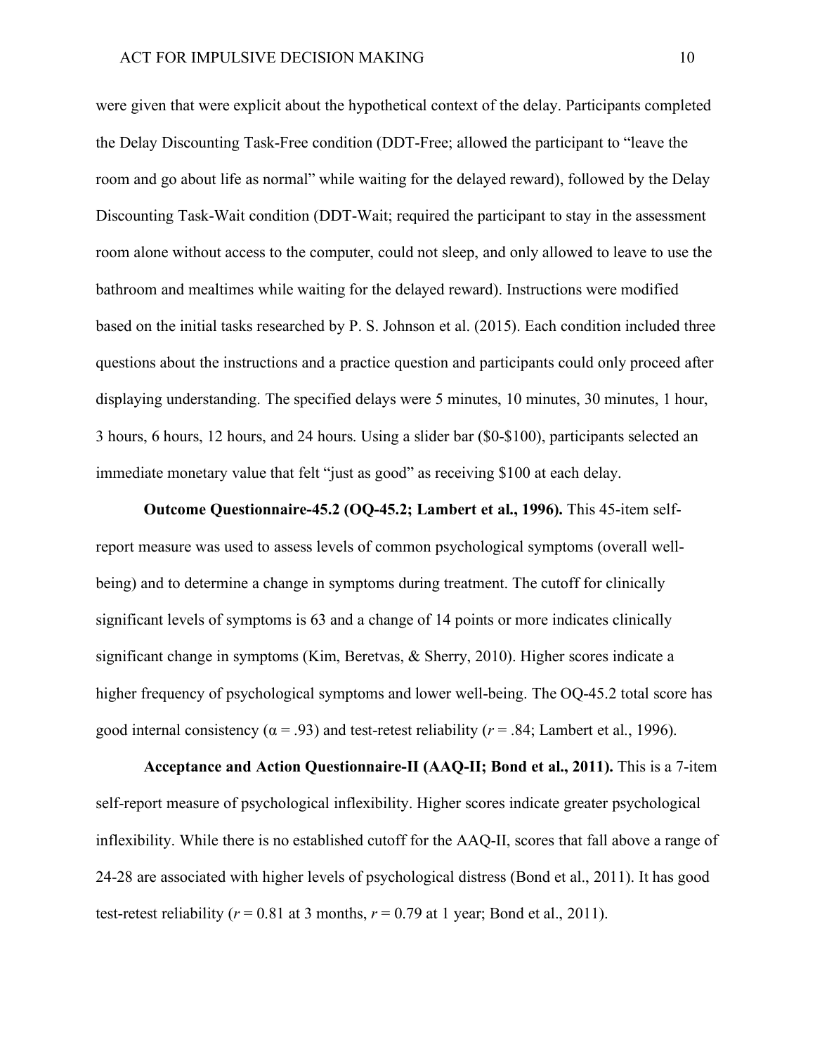were given that were explicit about the hypothetical context of the delay. Participants completed the Delay Discounting Task-Free condition (DDT-Free; allowed the participant to "leave the room and go about life as normal" while waiting for the delayed reward), followed by the Delay Discounting Task-Wait condition (DDT-Wait; required the participant to stay in the assessment room alone without access to the computer, could not sleep, and only allowed to leave to use the bathroom and mealtimes while waiting for the delayed reward). Instructions were modified based on the initial tasks researched by P. S. Johnson et al. (2015). Each condition included three questions about the instructions and a practice question and participants could only proceed after displaying understanding. The specified delays were 5 minutes, 10 minutes, 30 minutes, 1 hour, 3 hours, 6 hours, 12 hours, and 24 hours. Using a slider bar ($0-$100), participants selected an immediate monetary value that felt "just as good" as receiving $100 at each delay.

**Outcome Questionnaire-45.2 (OQ-45.2; Lambert et al., 1996).** This 45-item self-report measure was used to assess levels of common psychological symptoms (overall well-being) and to determine a change in symptoms during treatment. The cutoff for clinically significant levels of symptoms is 63 and a change of 14 points or more indicates clinically significant change in symptoms (Kim, Beretvas, & Sherry, 2010). Higher scores indicate a higher frequency of psychological symptoms and lower well-being. The OQ-45.2 total score has good internal consistency ($\alpha = .93$) and test-retest reliability ($r = .84$; Lambert et al., 1996).

**Acceptance and Action Questionnaire-II (AAQ-II; Bond et al., 2011).** This is a 7-item self-report measure of psychological inflexibility. Higher scores indicate greater psychological inflexibility. While there is no established cutoff for the AAQ-II, scores that fall above a range of 24-28 are associated with higher levels of psychological distress (Bond et al., 2011). It has good test-retest reliability ($r = 0.81$ at 3 months, $r = 0.79$ at 1 year; Bond et al., 2011).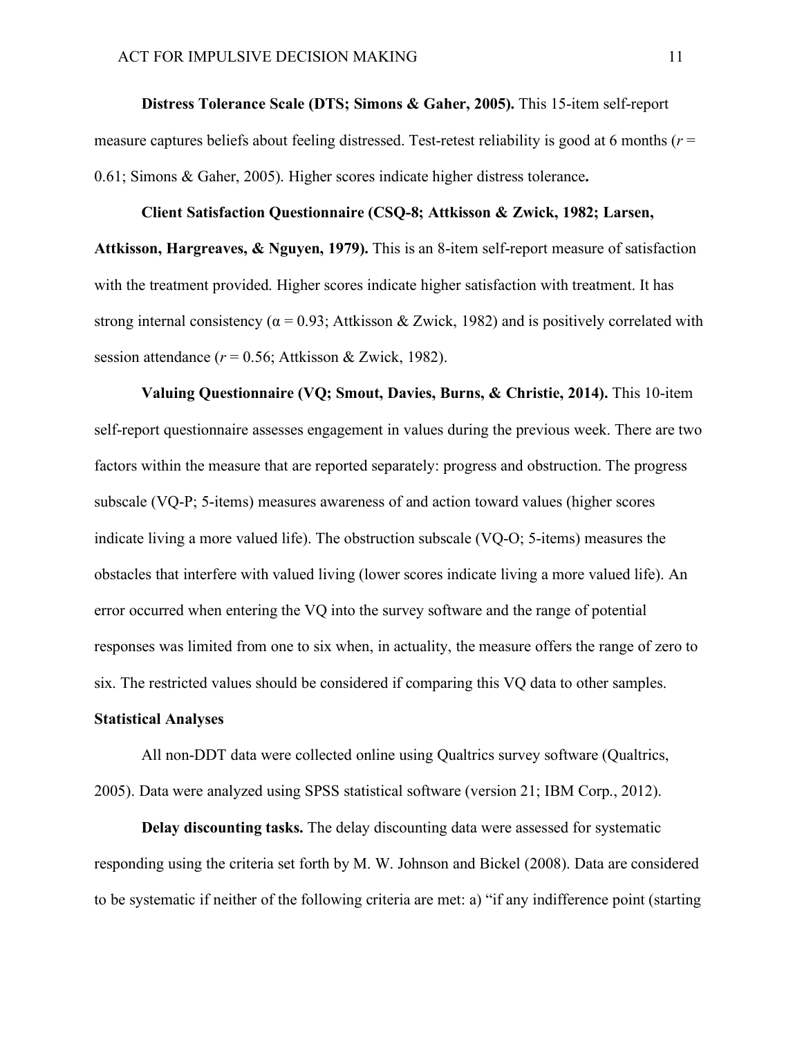**Distress Tolerance Scale (DTS; Simons & Gaher, 2005).** This 15-item self-report measure captures beliefs about feeling distressed. Test-retest reliability is good at 6 months ($r$ = 0.61; Simons & Gaher, 2005). Higher scores indicate higher distress tolerance**.**

**Client Satisfaction Questionnaire (CSQ-8; Attkisson & Zwick, 1982; Larsen, Attkisson, Hargreaves, & Nguyen, 1979).** This is an 8-item self-report measure of satisfaction with the treatment provided. Higher scores indicate higher satisfaction with treatment. It has strong internal consistency ($\alpha$ = 0.93; Attkisson & Zwick, 1982) and is positively correlated with session attendance ($r$ = 0.56; Attkisson & Zwick, 1982).

**Valuing Questionnaire (VQ; Smout, Davies, Burns, & Christie, 2014).** This 10-item self-report questionnaire assesses engagement in values during the previous week. There are two factors within the measure that are reported separately: progress and obstruction. The progress subscale (VQ-P; 5-items) measures awareness of and action toward values (higher scores indicate living a more valued life). The obstruction subscale (VQ-O; 5-items) measures the obstacles that interfere with valued living (lower scores indicate living a more valued life). An error occurred when entering the VQ into the survey software and the range of potential responses was limited from one to six when, in actuality, the measure offers the range of zero to six. The restricted values should be considered if comparing this VQ data to other samples.

## Statistical Analyses

All non-DDT data were collected online using Qualtrics survey software (Qualtrics, 2005). Data were analyzed using SPSS statistical software (version 21; IBM Corp., 2012).

**Delay discounting tasks.** The delay discounting data were assessed for systematic responding using the criteria set forth by M. W. Johnson and Bickel (2008). Data are considered to be systematic if neither of the following criteria are met: a) "if any indifference point (starting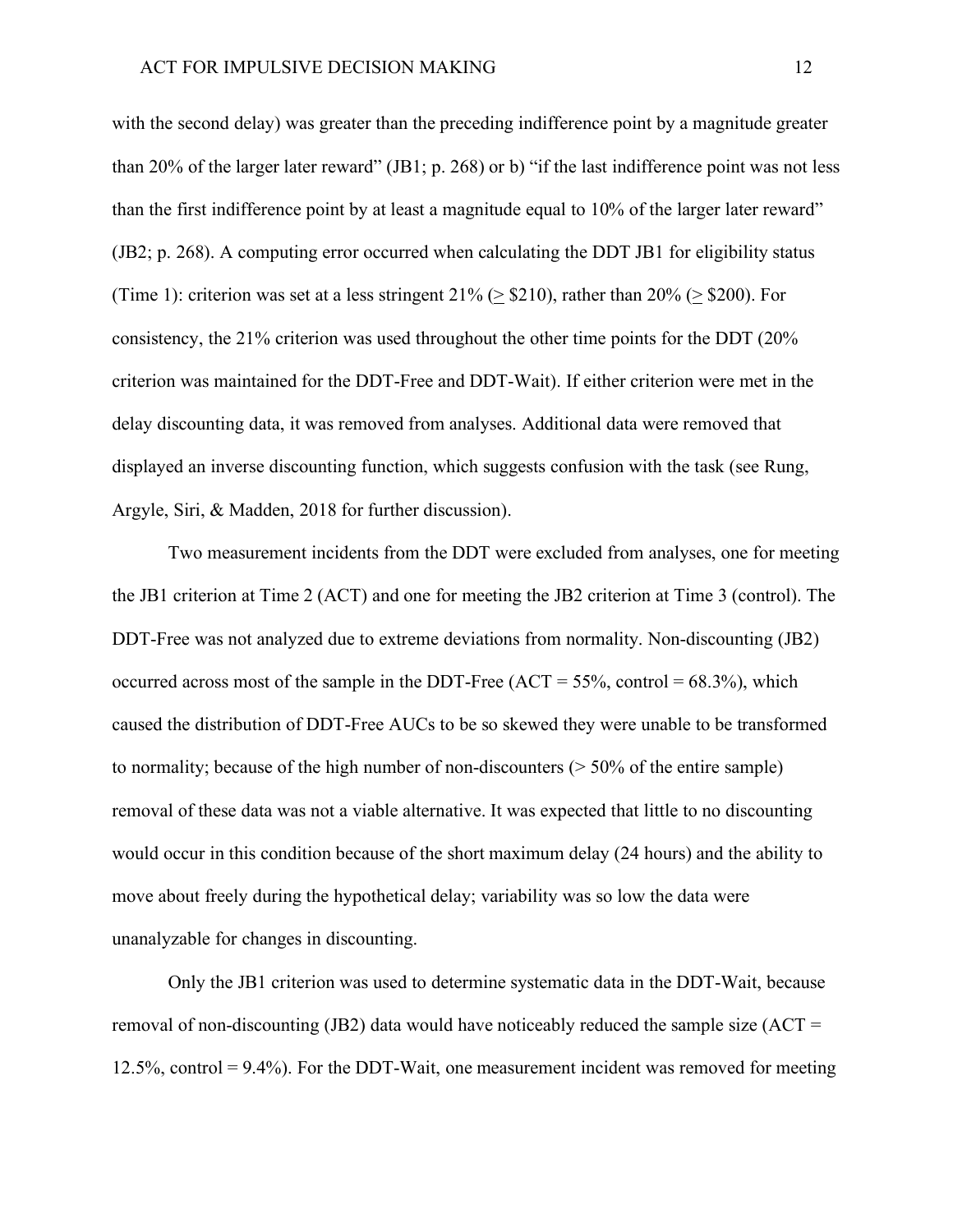with the second delay) was greater than the preceding indifference point by a magnitude greater than 20% of the larger later reward" (JB1; p. 268) or b) "if the last indifference point was not less than the first indifference point by at least a magnitude equal to 10% of the larger later reward" (JB2; p. 268). A computing error occurred when calculating the DDT JB1 for eligibility status (Time 1): criterion was set at a less stringent 21% ($\geq$ \$210), rather than 20% ($\geq$ \$200). For consistency, the 21% criterion was used throughout the other time points for the DDT (20% criterion was maintained for the DDT-Free and DDT-Wait). If either criterion were met in the delay discounting data, it was removed from analyses. Additional data were removed that displayed an inverse discounting function, which suggests confusion with the task (see Rung, Argyle, Siri, & Madden, 2018 for further discussion).

Two measurement incidents from the DDT were excluded from analyses, one for meeting the JB1 criterion at Time 2 (ACT) and one for meeting the JB2 criterion at Time 3 (control). The DDT-Free was not analyzed due to extreme deviations from normality. Non-discounting (JB2) occurred across most of the sample in the DDT-Free (ACT = 55%, control = 68.3%), which caused the distribution of DDT-Free AUCs to be so skewed they were unable to be transformed to normality; because of the high number of non-discounters (> 50% of the entire sample) removal of these data was not a viable alternative. It was expected that little to no discounting would occur in this condition because of the short maximum delay (24 hours) and the ability to move about freely during the hypothetical delay; variability was so low the data were unanalyzable for changes in discounting.

Only the JB1 criterion was used to determine systematic data in the DDT-Wait, because removal of non-discounting (JB2) data would have noticeably reduced the sample size (ACT = 12.5%, control = 9.4%). For the DDT-Wait, one measurement incident was removed for meeting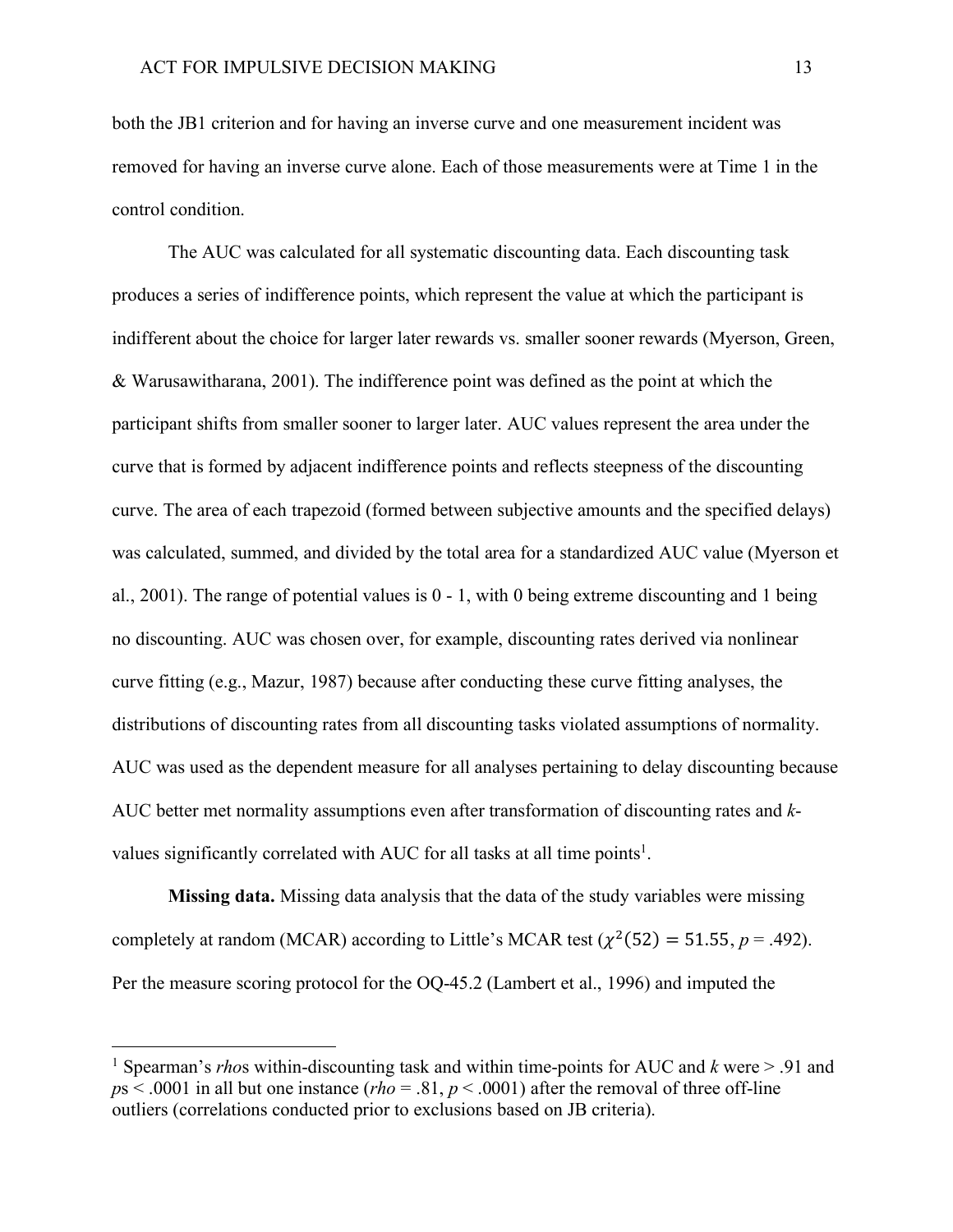both the JB1 criterion and for having an inverse curve and one measurement incident was removed for having an inverse curve alone. Each of those measurements were at Time 1 in the control condition.

The AUC was calculated for all systematic discounting data. Each discounting task produces a series of indifference points, which represent the value at which the participant is indifferent about the choice for larger later rewards vs. smaller sooner rewards (Myerson, Green, & Warusawitharana, 2001). The indifference point was defined as the point at which the participant shifts from smaller sooner to larger later. AUC values represent the area under the curve that is formed by adjacent indifference points and reflects steepness of the discounting curve. The area of each trapezoid (formed between subjective amounts and the specified delays) was calculated, summed, and divided by the total area for a standardized AUC value (Myerson et al., 2001). The range of potential values is 0 - 1, with 0 being extreme discounting and 1 being no discounting. AUC was chosen over, for example, discounting rates derived via nonlinear curve fitting (e.g., Mazur, 1987) because after conducting these curve fitting analyses, the distributions of discounting rates from all discounting tasks violated assumptions of normality. AUC was used as the dependent measure for all analyses pertaining to delay discounting because AUC better met normality assumptions even after transformation of discounting rates and *k*-values significantly correlated with AUC for all tasks at all time points[1].

**Missing data.** Missing data analysis that the data of the study variables were missing completely at random (MCAR) according to Little's MCAR test ($\chi^2(52) = 51.55$, *p* = .492). Per the measure scoring protocol for the OQ-45.2 (Lambert et al., 1996) and imputed the

[1] Spearman's *rho*s within-discounting task and within time-points for AUC and *k* were > .91 and *p*s < .0001 in all but one instance (*rho* = .81, *p* < .0001) after the removal of three off-line outliers (correlations conducted prior to exclusions based on JB criteria).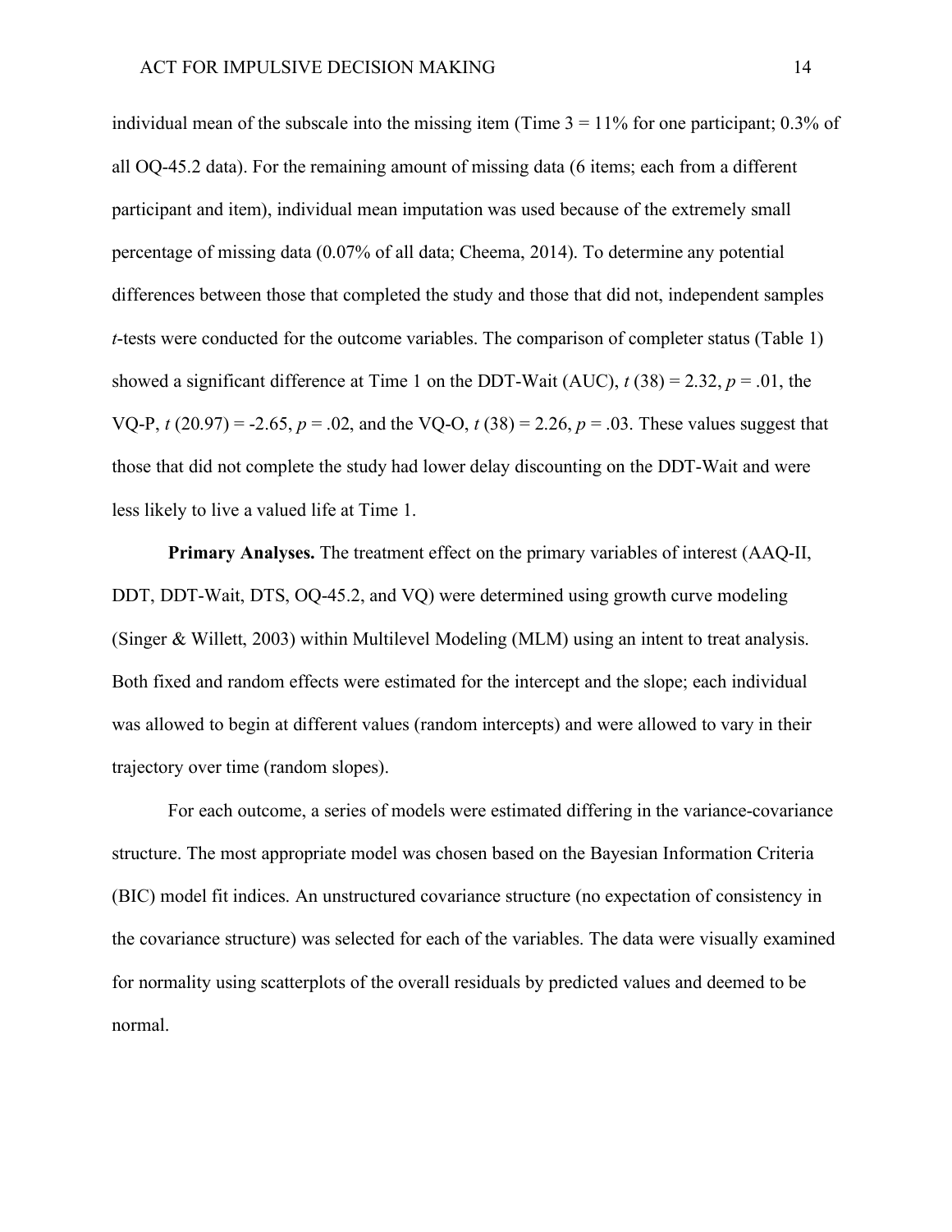individual mean of the subscale into the missing item (Time 3 = 11% for one participant; 0.3% of all OQ-45.2 data). For the remaining amount of missing data (6 items; each from a different participant and item), individual mean imputation was used because of the extremely small percentage of missing data (0.07% of all data; Cheema, 2014). To determine any potential differences between those that completed the study and those that did not, independent samples *t*-tests were conducted for the outcome variables. The comparison of completer status (Table 1) showed a significant difference at Time 1 on the DDT-Wait (AUC), $t$ (38) = 2.32, $p$ = .01, the VQ-P, $t$ (20.97) = -2.65, $p$ = .02, and the VQ-O, $t$ (38) = 2.26, $p$ = .03. These values suggest that those that did not complete the study had lower delay discounting on the DDT-Wait and were less likely to live a valued life at Time 1.

**Primary Analyses.** The treatment effect on the primary variables of interest (AAQ-II, DDT, DDT-Wait, DTS, OQ-45.2, and VQ) were determined using growth curve modeling (Singer & Willett, 2003) within Multilevel Modeling (MLM) using an intent to treat analysis. Both fixed and random effects were estimated for the intercept and the slope; each individual was allowed to begin at different values (random intercepts) and were allowed to vary in their trajectory over time (random slopes).

For each outcome, a series of models were estimated differing in the variance-covariance structure. The most appropriate model was chosen based on the Bayesian Information Criteria (BIC) model fit indices. An unstructured covariance structure (no expectation of consistency in the covariance structure) was selected for each of the variables. The data were visually examined for normality using scatterplots of the overall residuals by predicted values and deemed to be normal.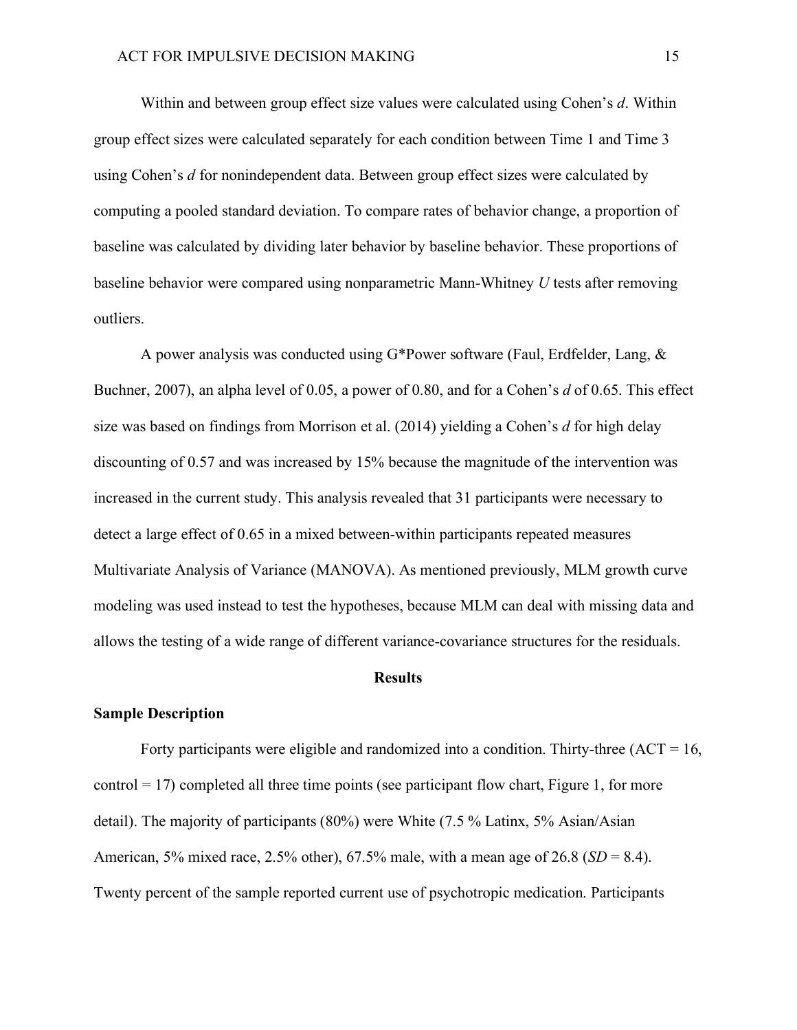Within and between group effect size values were calculated using Cohen's *d*. Within group effect sizes were calculated separately for each condition between Time 1 and Time 3 using Cohen's *d* for nonindependent data. Between group effect sizes were calculated by computing a pooled standard deviation. To compare rates of behavior change, a proportion of baseline was calculated by dividing later behavior by baseline behavior. These proportions of baseline behavior were compared using nonparametric Mann-Whitney *U* tests after removing outliers.

A power analysis was conducted using G*Power software (Faul, Erdfelder, Lang, & Buchner, 2007), an alpha level of 0.05, a power of 0.80, and for a Cohen's *d* of 0.65. This effect size was based on findings from Morrison et al. (2014) yielding a Cohen's *d* for high delay discounting of 0.57 and was increased by 15% because the magnitude of the intervention was increased in the current study. This analysis revealed that 31 participants were necessary to detect a large effect of 0.65 in a mixed between-within participants repeated measures Multivariate Analysis of Variance (MANOVA). As mentioned previously, MLM growth curve modeling was used instead to test the hypotheses, because MLM can deal with missing data and allows the testing of a wide range of different variance-covariance structures for the residuals.

## Results

### Sample Description

Forty participants were eligible and randomized into a condition. Thirty-three (ACT = 16, control = 17) completed all three time points (see participant flow chart, Figure 1, for more detail). The majority of participants (80%) were White (7.5 % Latinx, 5% Asian/Asian American, 5% mixed race, 2.5% other), 67.5% male, with a mean age of 26.8 (*SD* = 8.4). Twenty percent of the sample reported current use of psychotropic medication. Participants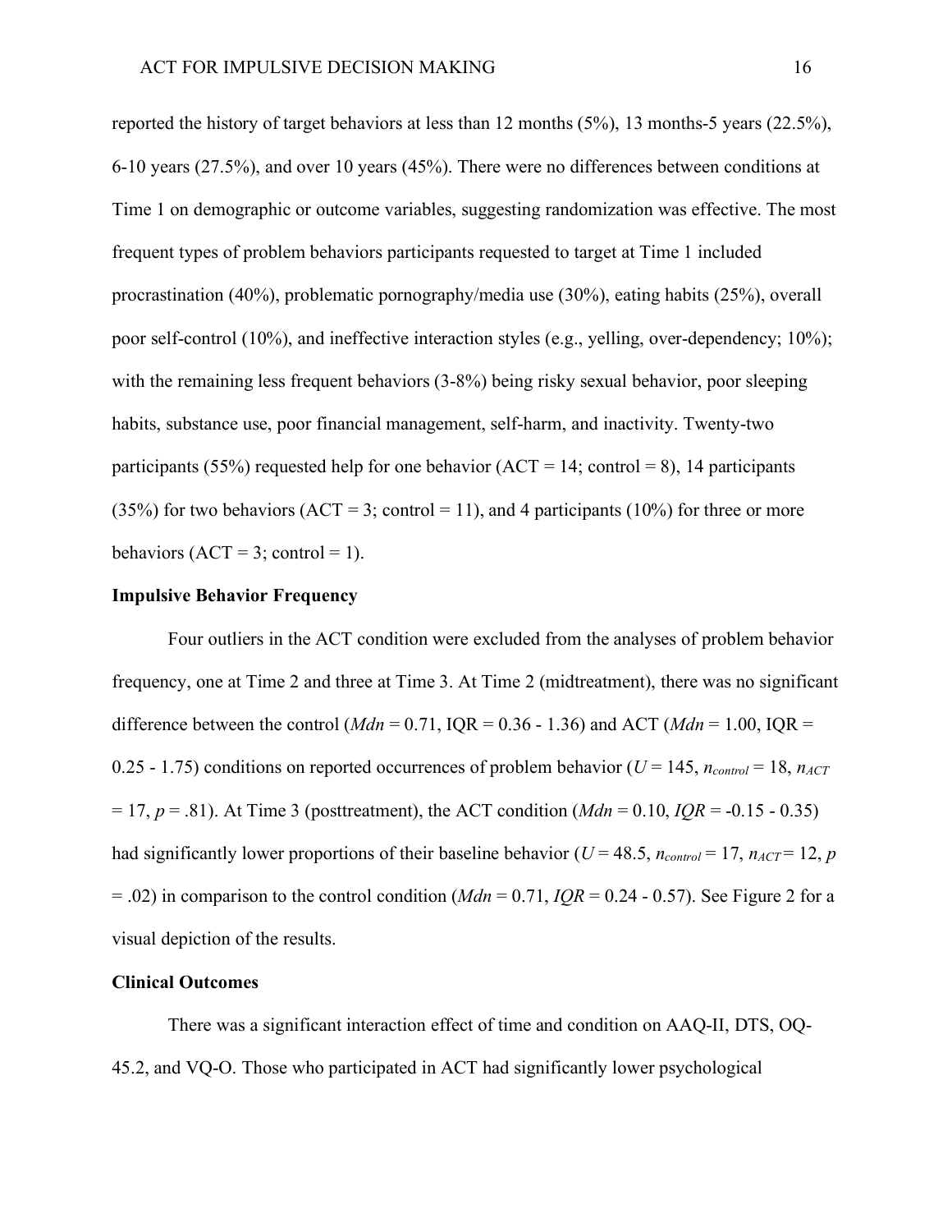reported the history of target behaviors at less than 12 months (5%), 13 months-5 years (22.5%), 6-10 years (27.5%), and over 10 years (45%). There were no differences between conditions at Time 1 on demographic or outcome variables, suggesting randomization was effective. The most frequent types of problem behaviors participants requested to target at Time 1 included procrastination (40%), problematic pornography/media use (30%), eating habits (25%), overall poor self-control (10%), and ineffective interaction styles (e.g., yelling, over-dependency; 10%); with the remaining less frequent behaviors (3-8%) being risky sexual behavior, poor sleeping habits, substance use, poor financial management, self-harm, and inactivity. Twenty-two participants (55%) requested help for one behavior (ACT = 14; control = 8), 14 participants (35%) for two behaviors (ACT = 3; control = 11), and 4 participants (10%) for three or more behaviors (ACT = 3; control = 1).

## Impulsive Behavior Frequency

Four outliers in the ACT condition were excluded from the analyses of problem behavior frequency, one at Time 2 and three at Time 3. At Time 2 (midtreatment), there was no significant difference between the control ($Mdn$ = 0.71, IQR = 0.36 - 1.36) and ACT ($Mdn$ = 1.00, IQR = 0.25 - 1.75) conditions on reported occurrences of problem behavior ($U$ = 145, $n_{control}$ = 18, $n_{ACT}$ = 17, $p$ = .81). At Time 3 (posttreatment), the ACT condition ($Mdn$ = 0.10, $IQR$ = -0.15 - 0.35) had significantly lower proportions of their baseline behavior ($U$ = 48.5, $n_{control}$ = 17, $n_{ACT}$ = 12, $p$ = .02) in comparison to the control condition ($Mdn$ = 0.71, $IQR$ = 0.24 - 0.57). See Figure 2 for a visual depiction of the results.

## Clinical Outcomes

There was a significant interaction effect of time and condition on AAQ-II, DTS, OQ-45.2, and VQ-O. Those who participated in ACT had significantly lower psychological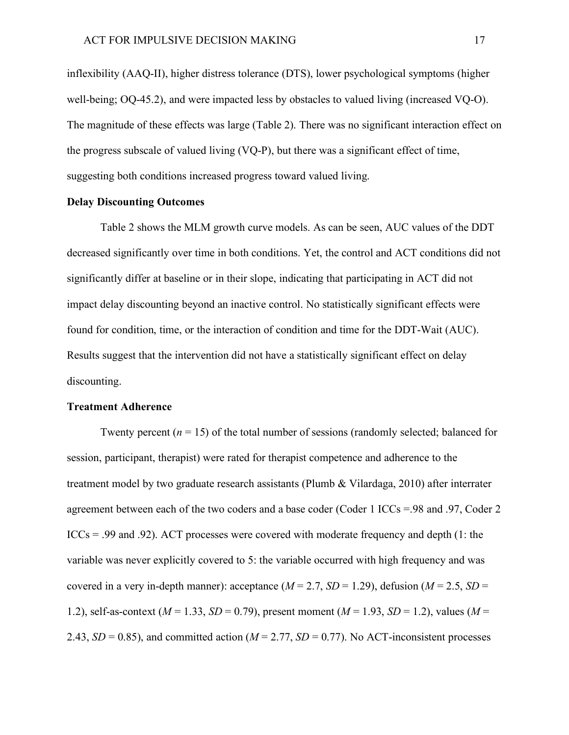inflexibility (AAQ-II), higher distress tolerance (DTS), lower psychological symptoms (higher well-being; OQ-45.2), and were impacted less by obstacles to valued living (increased VQ-O). The magnitude of these effects was large (Table 2). There was no significant interaction effect on the progress subscale of valued living (VQ-P), but there was a significant effect of time, suggesting both conditions increased progress toward valued living.

**Delay Discounting Outcomes**

Table 2 shows the MLM growth curve models. As can be seen, AUC values of the DDT decreased significantly over time in both conditions. Yet, the control and ACT conditions did not significantly differ at baseline or in their slope, indicating that participating in ACT did not impact delay discounting beyond an inactive control. No statistically significant effects were found for condition, time, or the interaction of condition and time for the DDT-Wait (AUC). Results suggest that the intervention did not have a statistically significant effect on delay discounting.

**Treatment Adherence**

Twenty percent ($n$ = 15) of the total number of sessions (randomly selected; balanced for session, participant, therapist) were rated for therapist competence and adherence to the treatment model by two graduate research assistants (Plumb & Vilardaga, 2010) after interrater agreement between each of the two coders and a base coder (Coder 1 ICCs =.98 and .97, Coder 2 ICCs = .99 and .92). ACT processes were covered with moderate frequency and depth (1: the variable was never explicitly covered to 5: the variable occurred with high frequency and was covered in a very in-depth manner): acceptance ($M$ = 2.7, $SD$ = 1.29), defusion ($M$ = 2.5, $SD$ = 1.2), self-as-context ($M$ = 1.33, $SD$ = 0.79), present moment ($M$ = 1.93, $SD$ = 1.2), values ($M$ = 2.43, $SD$ = 0.85), and committed action ($M$ = 2.77, $SD$ = 0.77). No ACT-inconsistent processes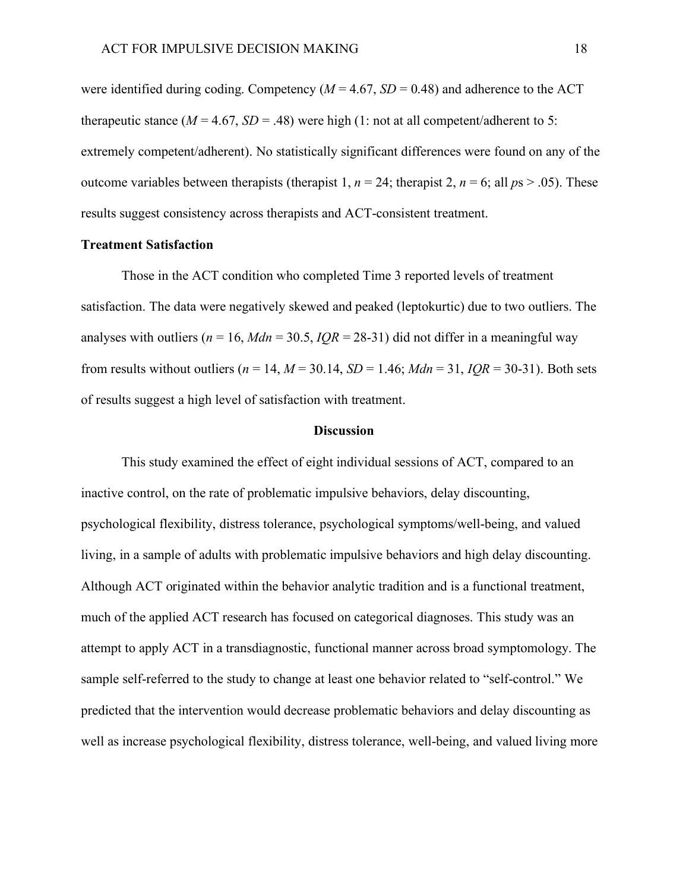were identified during coding. Competency (*M* = 4.67, *SD* = 0.48) and adherence to the ACT therapeutic stance (*M* = 4.67, *SD* = .48) were high (1: not at all competent/adherent to 5: extremely competent/adherent). No statistically significant differences were found on any of the outcome variables between therapists (therapist 1, *n* = 24; therapist 2, *n* = 6; all *p*s > .05). These results suggest consistency across therapists and ACT-consistent treatment.

## Treatment Satisfaction

Those in the ACT condition who completed Time 3 reported levels of treatment satisfaction. The data were negatively skewed and peaked (leptokurtic) due to two outliers. The analyses with outliers (*n* = 16, *Mdn* = 30.5, *IQR* = 28-31) did not differ in a meaningful way from results without outliers (*n* = 14, *M* = 30.14, *SD* = 1.46; *Mdn* = 31, *IQR* = 30-31). Both sets of results suggest a high level of satisfaction with treatment.

# Discussion

This study examined the effect of eight individual sessions of ACT, compared to an inactive control, on the rate of problematic impulsive behaviors, delay discounting, psychological flexibility, distress tolerance, psychological symptoms/well-being, and valued living, in a sample of adults with problematic impulsive behaviors and high delay discounting. Although ACT originated within the behavior analytic tradition and is a functional treatment, much of the applied ACT research has focused on categorical diagnoses. This study was an attempt to apply ACT in a transdiagnostic, functional manner across broad symptomology. The sample self-referred to the study to change at least one behavior related to "self-control." We predicted that the intervention would decrease problematic behaviors and delay discounting as well as increase psychological flexibility, distress tolerance, well-being, and valued living more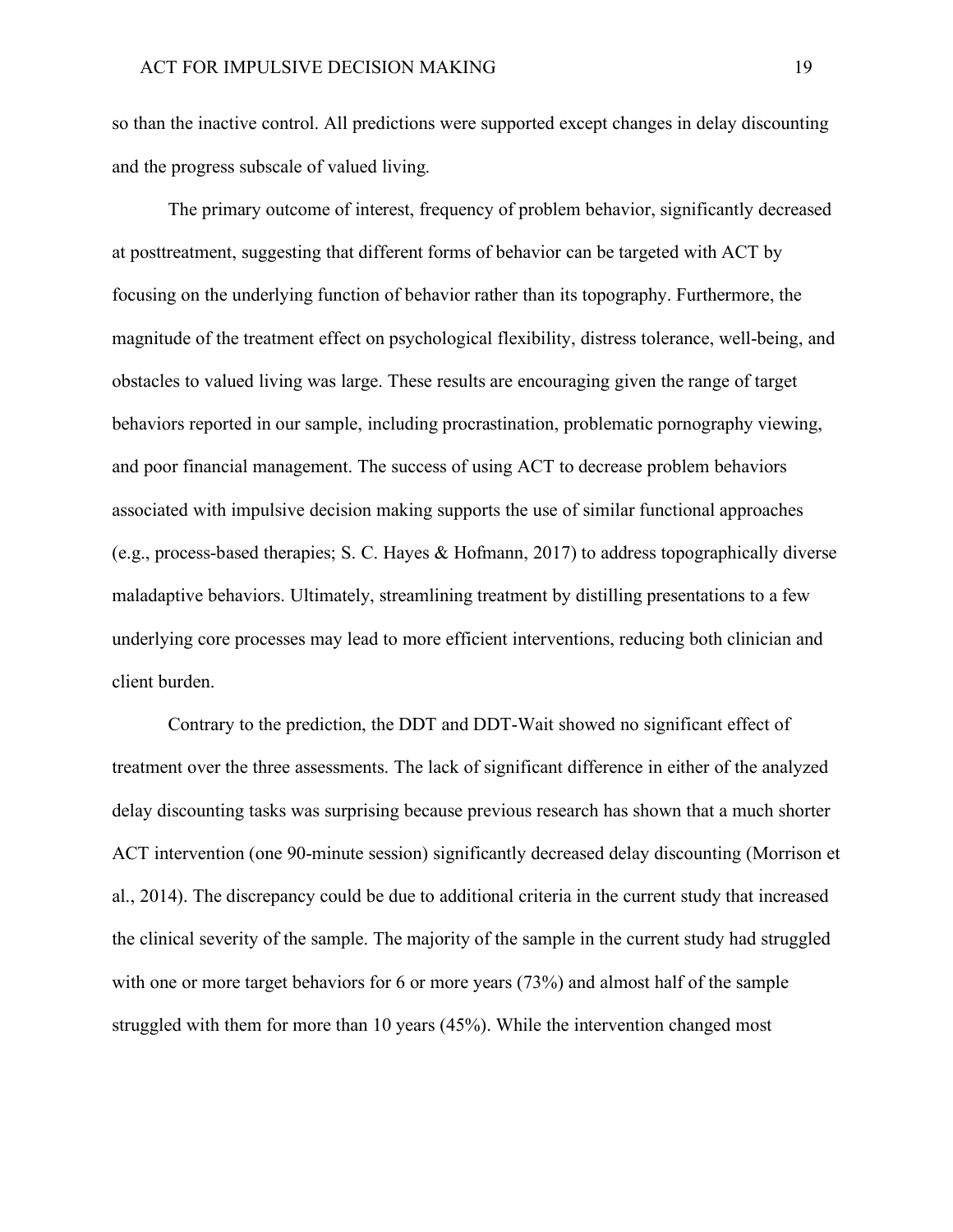so than the inactive control. All predictions were supported except changes in delay discounting and the progress subscale of valued living.

The primary outcome of interest, frequency of problem behavior, significantly decreased at posttreatment, suggesting that different forms of behavior can be targeted with ACT by focusing on the underlying function of behavior rather than its topography. Furthermore, the magnitude of the treatment effect on psychological flexibility, distress tolerance, well-being, and obstacles to valued living was large. These results are encouraging given the range of target behaviors reported in our sample, including procrastination, problematic pornography viewing, and poor financial management. The success of using ACT to decrease problem behaviors associated with impulsive decision making supports the use of similar functional approaches (e.g., process-based therapies; S. C. Hayes & Hofmann, 2017) to address topographically diverse maladaptive behaviors. Ultimately, streamlining treatment by distilling presentations to a few underlying core processes may lead to more efficient interventions, reducing both clinician and client burden.

Contrary to the prediction, the DDT and DDT-Wait showed no significant effect of treatment over the three assessments. The lack of significant difference in either of the analyzed delay discounting tasks was surprising because previous research has shown that a much shorter ACT intervention (one 90-minute session) significantly decreased delay discounting (Morrison et al., 2014). The discrepancy could be due to additional criteria in the current study that increased the clinical severity of the sample. The majority of the sample in the current study had struggled with one or more target behaviors for 6 or more years (73%) and almost half of the sample struggled with them for more than 10 years (45%). While the intervention changed most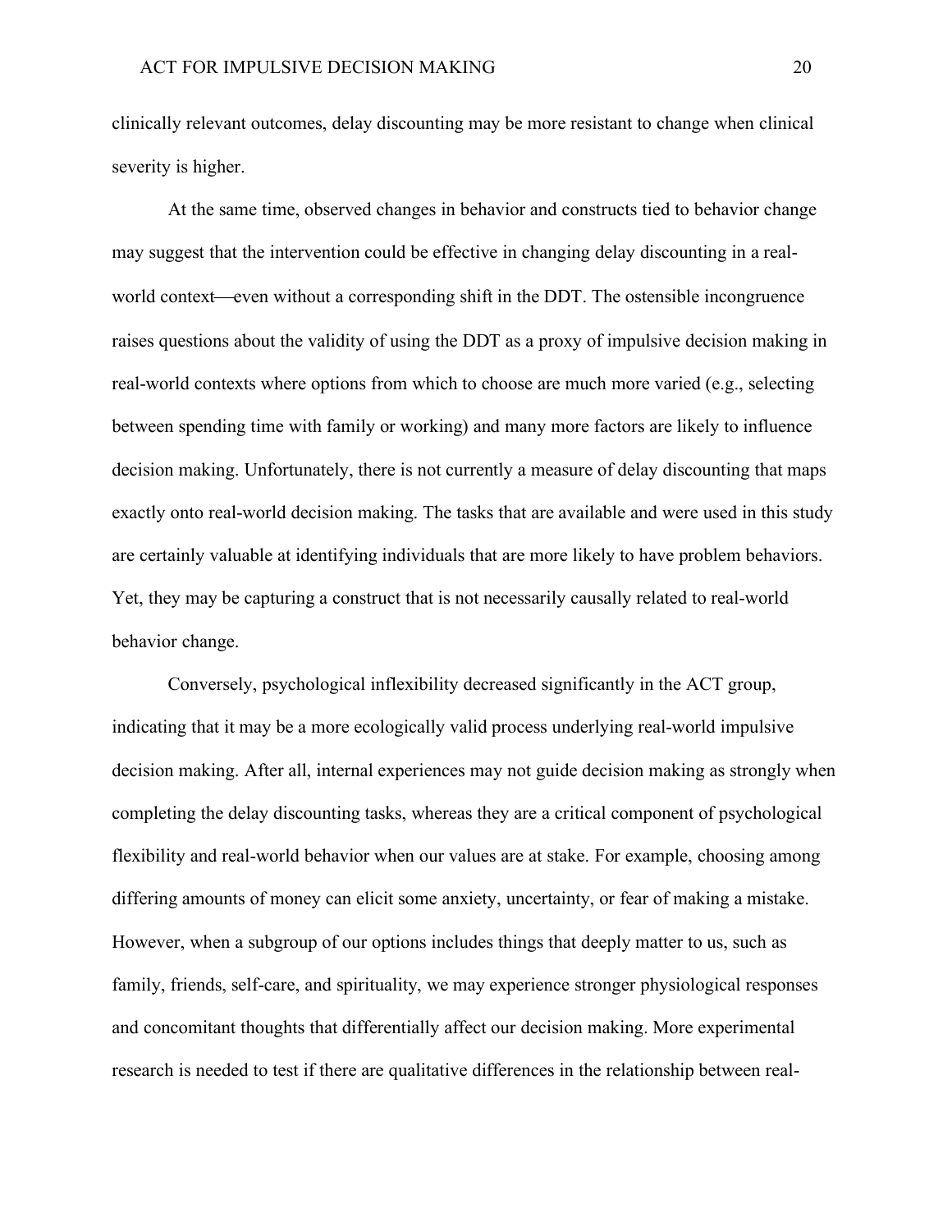clinically relevant outcomes, delay discounting may be more resistant to change when clinical severity is higher.

At the same time, observed changes in behavior and constructs tied to behavior change may suggest that the intervention could be effective in changing delay discounting in a real-world context—even without a corresponding shift in the DDT. The ostensible incongruence raises questions about the validity of using the DDT as a proxy of impulsive decision making in real-world contexts where options from which to choose are much more varied (e.g., selecting between spending time with family or working) and many more factors are likely to influence decision making. Unfortunately, there is not currently a measure of delay discounting that maps exactly onto real-world decision making. The tasks that are available and were used in this study are certainly valuable at identifying individuals that are more likely to have problem behaviors. Yet, they may be capturing a construct that is not necessarily causally related to real-world behavior change.

Conversely, psychological inflexibility decreased significantly in the ACT group, indicating that it may be a more ecologically valid process underlying real-world impulsive decision making. After all, internal experiences may not guide decision making as strongly when completing the delay discounting tasks, whereas they are a critical component of psychological flexibility and real-world behavior when our values are at stake. For example, choosing among differing amounts of money can elicit some anxiety, uncertainty, or fear of making a mistake. However, when a subgroup of our options includes things that deeply matter to us, such as family, friends, self-care, and spirituality, we may experience stronger physiological responses and concomitant thoughts that differentially affect our decision making. More experimental research is needed to test if there are qualitative differences in the relationship between real-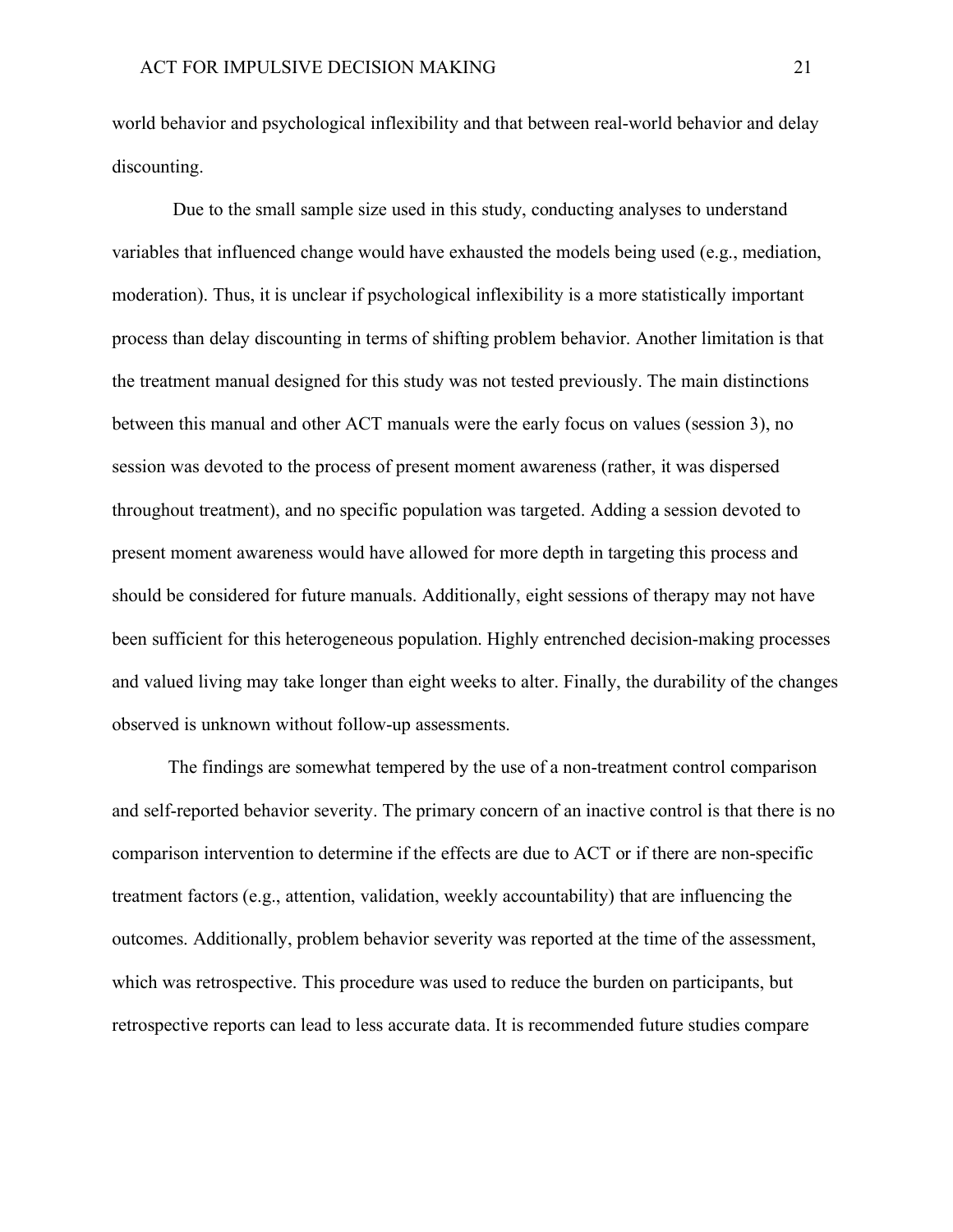world behavior and psychological inflexibility and that between real-world behavior and delay discounting.

Due to the small sample size used in this study, conducting analyses to understand variables that influenced change would have exhausted the models being used (e.g., mediation, moderation). Thus, it is unclear if psychological inflexibility is a more statistically important process than delay discounting in terms of shifting problem behavior. Another limitation is that the treatment manual designed for this study was not tested previously. The main distinctions between this manual and other ACT manuals were the early focus on values (session 3), no session was devoted to the process of present moment awareness (rather, it was dispersed throughout treatment), and no specific population was targeted. Adding a session devoted to present moment awareness would have allowed for more depth in targeting this process and should be considered for future manuals. Additionally, eight sessions of therapy may not have been sufficient for this heterogeneous population. Highly entrenched decision-making processes and valued living may take longer than eight weeks to alter. Finally, the durability of the changes observed is unknown without follow-up assessments.

The findings are somewhat tempered by the use of a non-treatment control comparison and self-reported behavior severity. The primary concern of an inactive control is that there is no comparison intervention to determine if the effects are due to ACT or if there are non-specific treatment factors (e.g., attention, validation, weekly accountability) that are influencing the outcomes. Additionally, problem behavior severity was reported at the time of the assessment, which was retrospective. This procedure was used to reduce the burden on participants, but retrospective reports can lead to less accurate data. It is recommended future studies compare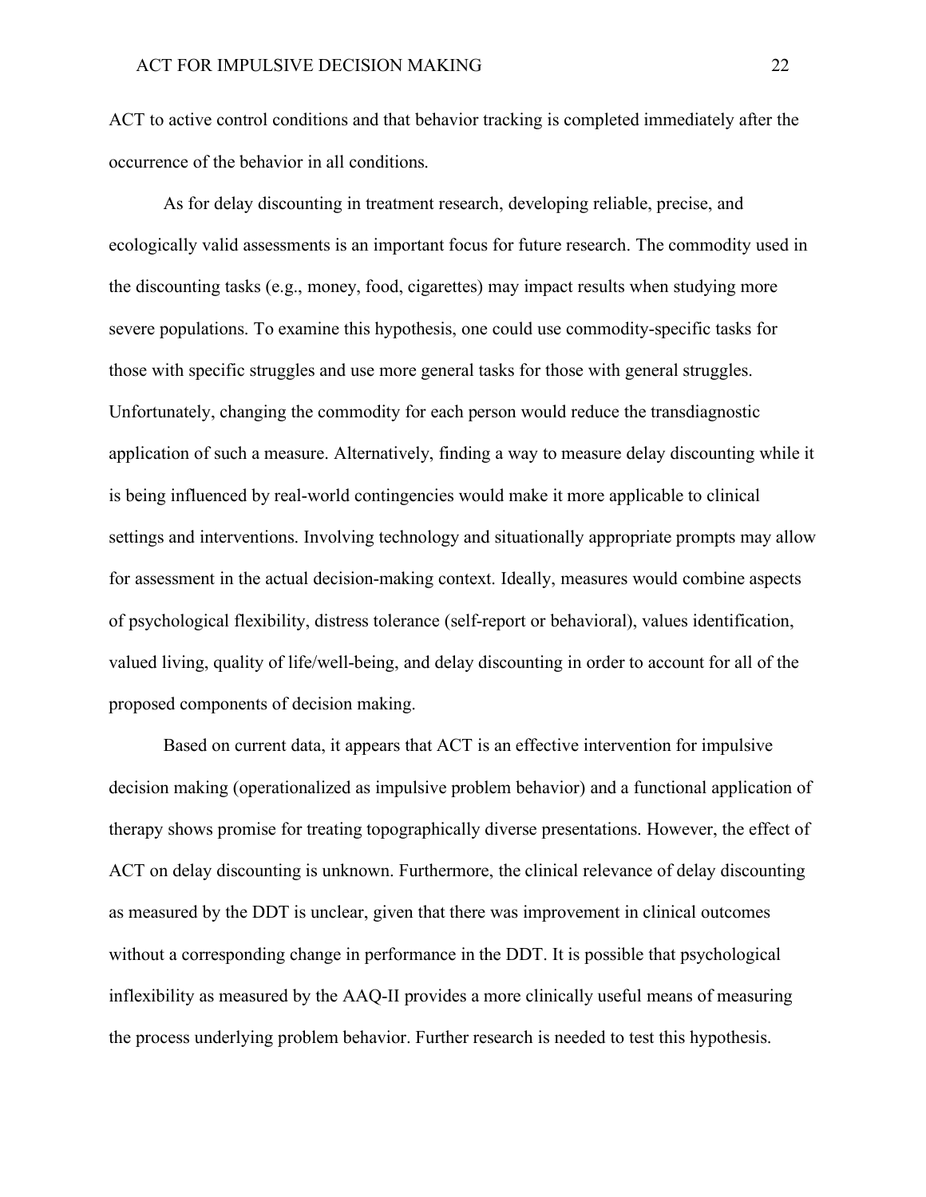ACT to active control conditions and that behavior tracking is completed immediately after the occurrence of the behavior in all conditions.

As for delay discounting in treatment research, developing reliable, precise, and ecologically valid assessments is an important focus for future research. The commodity used in the discounting tasks (e.g., money, food, cigarettes) may impact results when studying more severe populations. To examine this hypothesis, one could use commodity-specific tasks for those with specific struggles and use more general tasks for those with general struggles. Unfortunately, changing the commodity for each person would reduce the transdiagnostic application of such a measure. Alternatively, finding a way to measure delay discounting while it is being influenced by real-world contingencies would make it more applicable to clinical settings and interventions. Involving technology and situationally appropriate prompts may allow for assessment in the actual decision-making context. Ideally, measures would combine aspects of psychological flexibility, distress tolerance (self-report or behavioral), values identification, valued living, quality of life/well-being, and delay discounting in order to account for all of the proposed components of decision making.

Based on current data, it appears that ACT is an effective intervention for impulsive decision making (operationalized as impulsive problem behavior) and a functional application of therapy shows promise for treating topographically diverse presentations. However, the effect of ACT on delay discounting is unknown. Furthermore, the clinical relevance of delay discounting as measured by the DDT is unclear, given that there was improvement in clinical outcomes without a corresponding change in performance in the DDT. It is possible that psychological inflexibility as measured by the AAQ-II provides a more clinically useful means of measuring the process underlying problem behavior. Further research is needed to test this hypothesis.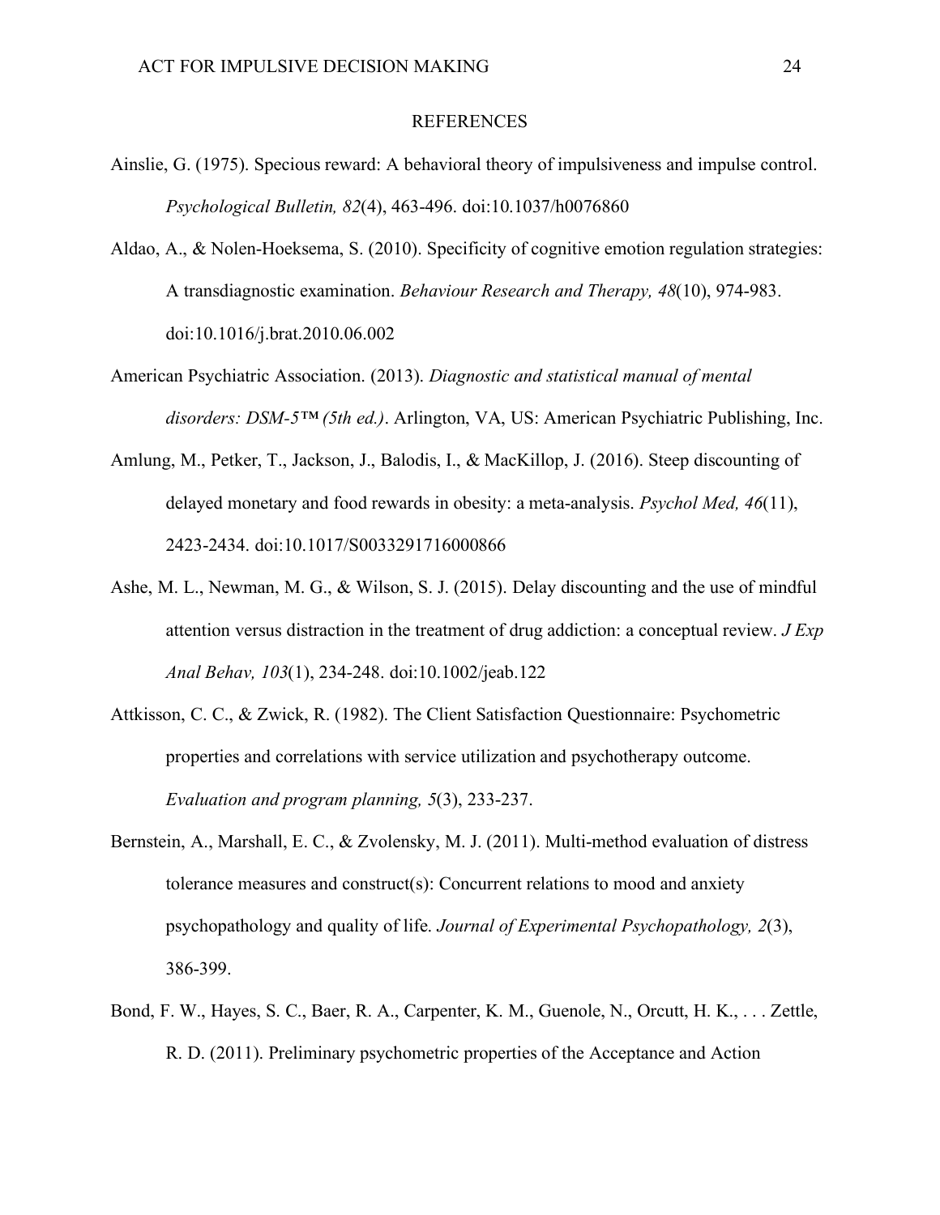# REFERENCES

Ainslie, G. (1975). Specious reward: A behavioral theory of impulsiveness and impulse control. *Psychological Bulletin, 82*(4), 463-496. doi:10.1037/h0076860

Aldao, A., & Nolen-Hoeksema, S. (2010). Specificity of cognitive emotion regulation strategies: A transdiagnostic examination. *Behaviour Research and Therapy, 48*(10), 974-983. doi:10.1016/j.brat.2010.06.002

American Psychiatric Association. (2013). *Diagnostic and statistical manual of mental disorders: DSM-5™ (5th ed.)*. Arlington, VA, US: American Psychiatric Publishing, Inc.

Amlung, M., Petker, T., Jackson, J., Balodis, I., & MacKillop, J. (2016). Steep discounting of delayed monetary and food rewards in obesity: a meta-analysis. *Psychol Med, 46*(11), 2423-2434. doi:10.1017/S0033291716000866

Ashe, M. L., Newman, M. G., & Wilson, S. J. (2015). Delay discounting and the use of mindful attention versus distraction in the treatment of drug addiction: a conceptual review. *J Exp Anal Behav, 103*(1), 234-248. doi:10.1002/jeab.122

Attkisson, C. C., & Zwick, R. (1982). The Client Satisfaction Questionnaire: Psychometric properties and correlations with service utilization and psychotherapy outcome. *Evaluation and program planning, 5*(3), 233-237.

Bernstein, A., Marshall, E. C., & Zvolensky, M. J. (2011). Multi-method evaluation of distress tolerance measures and construct(s): Concurrent relations to mood and anxiety psychopathology and quality of life. *Journal of Experimental Psychopathology, 2*(3), 386-399.

Bond, F. W., Hayes, S. C., Baer, R. A., Carpenter, K. M., Guenole, N., Orcutt, H. K., . . . Zettle, R. D. (2011). Preliminary psychometric properties of the Acceptance and Action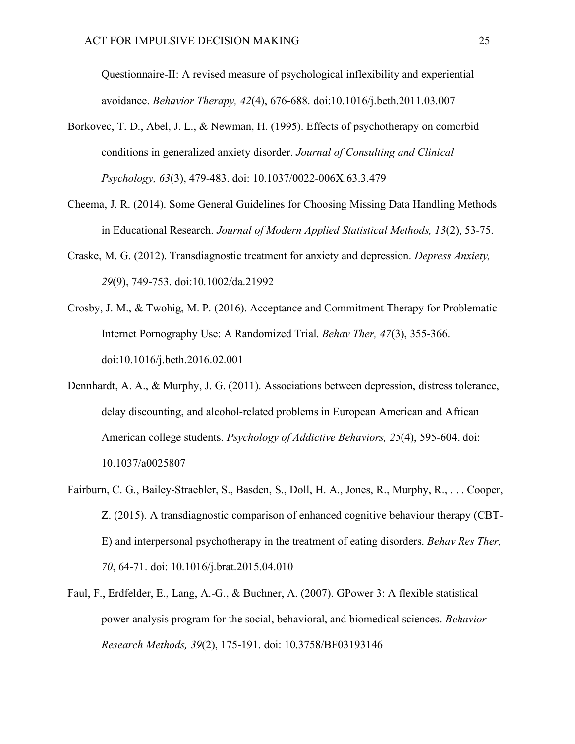Questionnaire-II: A revised measure of psychological inflexibility and experiential avoidance. *Behavior Therapy, 42*(4), 676-688. doi:10.1016/j.beth.2011.03.007

Borkovec, T. D., Abel, J. L., & Newman, H. (1995). Effects of psychotherapy on comorbid conditions in generalized anxiety disorder. *Journal of Consulting and Clinical Psychology, 63*(3), 479-483. doi: 10.1037/0022-006X.63.3.479

Cheema, J. R. (2014). Some General Guidelines for Choosing Missing Data Handling Methods in Educational Research. *Journal of Modern Applied Statistical Methods, 13*(2), 53-75.

Craske, M. G. (2012). Transdiagnostic treatment for anxiety and depression. *Depress Anxiety, 29*(9), 749-753. doi:10.1002/da.21992

Crosby, J. M., & Twohig, M. P. (2016). Acceptance and Commitment Therapy for Problematic Internet Pornography Use: A Randomized Trial. *Behav Ther, 47*(3), 355-366. doi:10.1016/j.beth.2016.02.001

Dennhardt, A. A., & Murphy, J. G. (2011). Associations between depression, distress tolerance, delay discounting, and alcohol-related problems in European American and African American college students. *Psychology of Addictive Behaviors, 25*(4), 595-604. doi: 10.1037/a0025807

Fairburn, C. G., Bailey-Straebler, S., Basden, S., Doll, H. A., Jones, R., Murphy, R., . . . Cooper, Z. (2015). A transdiagnostic comparison of enhanced cognitive behaviour therapy (CBT-E) and interpersonal psychotherapy in the treatment of eating disorders. *Behav Res Ther, 70*, 64-71. doi: 10.1016/j.brat.2015.04.010

Faul, F., Erdfelder, E., Lang, A.-G., & Buchner, A. (2007). GPower 3: A flexible statistical power analysis program for the social, behavioral, and biomedical sciences. *Behavior Research Methods, 39*(2), 175-191. doi: 10.3758/BF03193146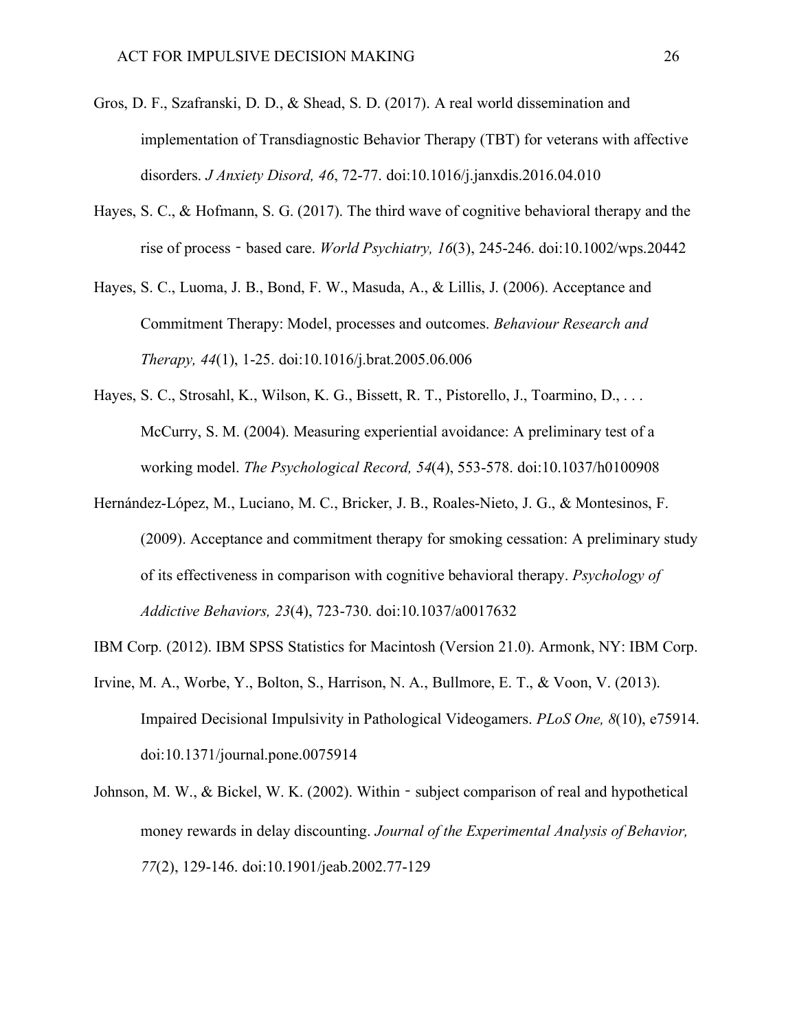Gros, D. F., Szafranski, D. D., & Shead, S. D. (2017). A real world dissemination and implementation of Transdiagnostic Behavior Therapy (TBT) for veterans with affective disorders. *J Anxiety Disord, 46*, 72-77. doi:10.1016/j.janxdis.2016.04.010

Hayes, S. C., & Hofmann, S. G. (2017). The third wave of cognitive behavioral therapy and the rise of process‐based care. *World Psychiatry, 16*(3), 245-246. doi:10.1002/wps.20442

Hayes, S. C., Luoma, J. B., Bond, F. W., Masuda, A., & Lillis, J. (2006). Acceptance and Commitment Therapy: Model, processes and outcomes. *Behaviour Research and Therapy, 44*(1), 1-25. doi:10.1016/j.brat.2005.06.006

Hayes, S. C., Strosahl, K., Wilson, K. G., Bissett, R. T., Pistorello, J., Toarmino, D., . . . McCurry, S. M. (2004). Measuring experiential avoidance: A preliminary test of a working model. *The Psychological Record, 54*(4), 553-578. doi:10.1037/h0100908

Hernández-López, M., Luciano, M. C., Bricker, J. B., Roales-Nieto, J. G., & Montesinos, F. (2009). Acceptance and commitment therapy for smoking cessation: A preliminary study of its effectiveness in comparison with cognitive behavioral therapy. *Psychology of Addictive Behaviors, 23*(4), 723-730. doi:10.1037/a0017632

IBM Corp. (2012). IBM SPSS Statistics for Macintosh (Version 21.0). Armonk, NY: IBM Corp.

Irvine, M. A., Worbe, Y., Bolton, S., Harrison, N. A., Bullmore, E. T., & Voon, V. (2013). Impaired Decisional Impulsivity in Pathological Videogamers. *PLoS One, 8*(10), e75914. doi:10.1371/journal.pone.0075914

Johnson, M. W., & Bickel, W. K. (2002). Within‐subject comparison of real and hypothetical money rewards in delay discounting. *Journal of the Experimental Analysis of Behavior, 77*(2), 129-146. doi:10.1901/jeab.2002.77-129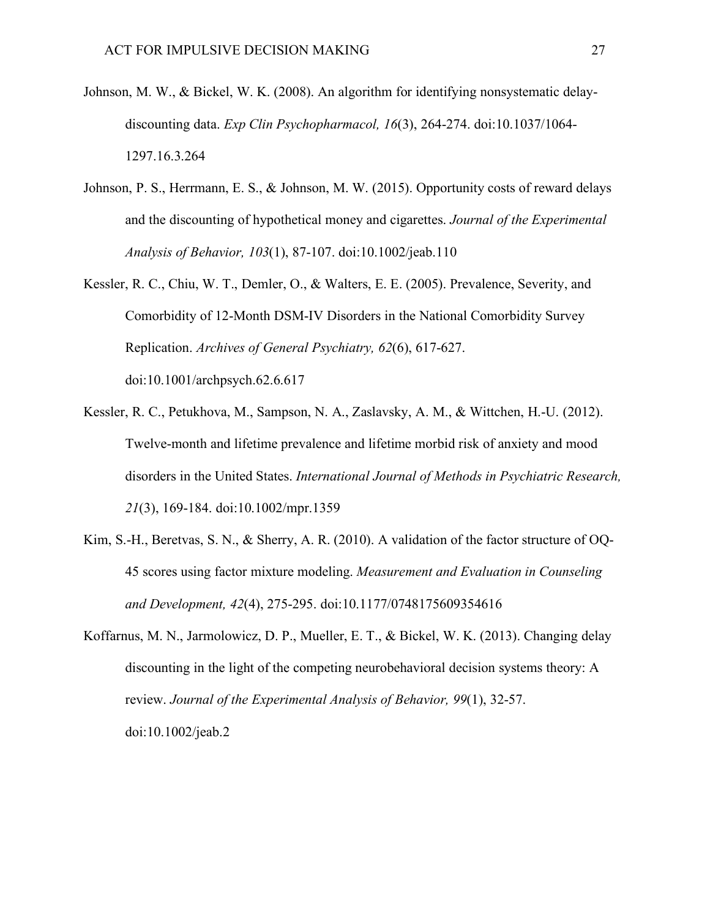Johnson, M. W., & Bickel, W. K. (2008). An algorithm for identifying nonsystematic delay-discounting data. *Exp Clin Psychopharmacol, 16*(3), 264-274. doi:10.1037/1064-1297.16.3.264

Johnson, P. S., Herrmann, E. S., & Johnson, M. W. (2015). Opportunity costs of reward delays and the discounting of hypothetical money and cigarettes. *Journal of the Experimental Analysis of Behavior, 103*(1), 87-107. doi:10.1002/jeab.110

Kessler, R. C., Chiu, W. T., Demler, O., & Walters, E. E. (2005). Prevalence, Severity, and Comorbidity of 12-Month DSM-IV Disorders in the National Comorbidity Survey Replication. *Archives of General Psychiatry, 62*(6), 617-627. doi:10.1001/archpsych.62.6.617

Kessler, R. C., Petukhova, M., Sampson, N. A., Zaslavsky, A. M., & Wittchen, H.-U. (2012). Twelve-month and lifetime prevalence and lifetime morbid risk of anxiety and mood disorders in the United States. *International Journal of Methods in Psychiatric Research, 21*(3), 169-184. doi:10.1002/mpr.1359

Kim, S.-H., Beretvas, S. N., & Sherry, A. R. (2010). A validation of the factor structure of OQ-45 scores using factor mixture modeling. *Measurement and Evaluation in Counseling and Development, 42*(4), 275-295. doi:10.1177/0748175609354616

Koffarnus, M. N., Jarmolowicz, D. P., Mueller, E. T., & Bickel, W. K. (2013). Changing delay discounting in the light of the competing neurobehavioral decision systems theory: A review. *Journal of the Experimental Analysis of Behavior, 99*(1), 32-57. doi:10.1002/jeab.2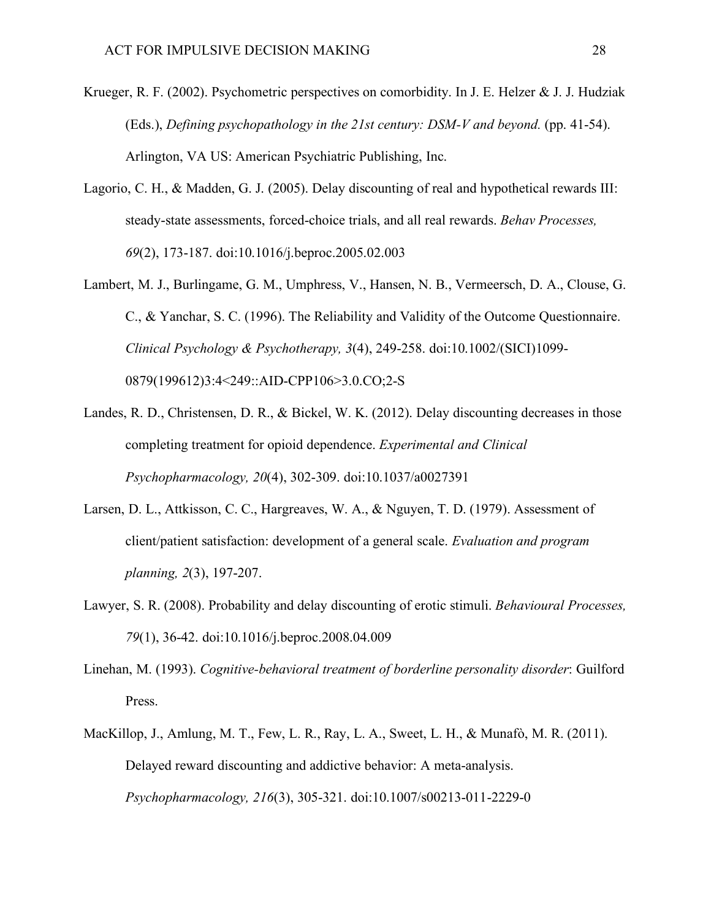Krueger, R. F. (2002). Psychometric perspectives on comorbidity. In J. E. Helzer & J. J. Hudziak (Eds.), *Defining psychopathology in the 21st century: DSM-V and beyond.* (pp. 41-54). Arlington, VA US: American Psychiatric Publishing, Inc.

Lagorio, C. H., & Madden, G. J. (2005). Delay discounting of real and hypothetical rewards III: steady-state assessments, forced-choice trials, and all real rewards. *Behav Processes, 69*(2), 173-187. doi:10.1016/j.beproc.2005.02.003

Lambert, M. J., Burlingame, G. M., Umphress, V., Hansen, N. B., Vermeersch, D. A., Clouse, G. C., & Yanchar, S. C. (1996). The Reliability and Validity of the Outcome Questionnaire. *Clinical Psychology & Psychotherapy, 3*(4), 249-258. doi:10.1002/(SICI)1099-0879(199612)3:4<249::AID-CPP106>3.0.CO;2-S

Landes, R. D., Christensen, D. R., & Bickel, W. K. (2012). Delay discounting decreases in those completing treatment for opioid dependence. *Experimental and Clinical Psychopharmacology, 20*(4), 302-309. doi:10.1037/a0027391

Larsen, D. L., Attkisson, C. C., Hargreaves, W. A., & Nguyen, T. D. (1979). Assessment of client/patient satisfaction: development of a general scale. *Evaluation and program planning, 2*(3), 197-207.

Lawyer, S. R. (2008). Probability and delay discounting of erotic stimuli. *Behavioural Processes, 79*(1), 36-42. doi:10.1016/j.beproc.2008.04.009

Linehan, M. (1993). *Cognitive-behavioral treatment of borderline personality disorder*: Guilford Press.

MacKillop, J., Amlung, M. T., Few, L. R., Ray, L. A., Sweet, L. H., & Munafò, M. R. (2011). Delayed reward discounting and addictive behavior: A meta-analysis. *Psychopharmacology, 216*(3), 305-321. doi:10.1007/s00213-011-2229-0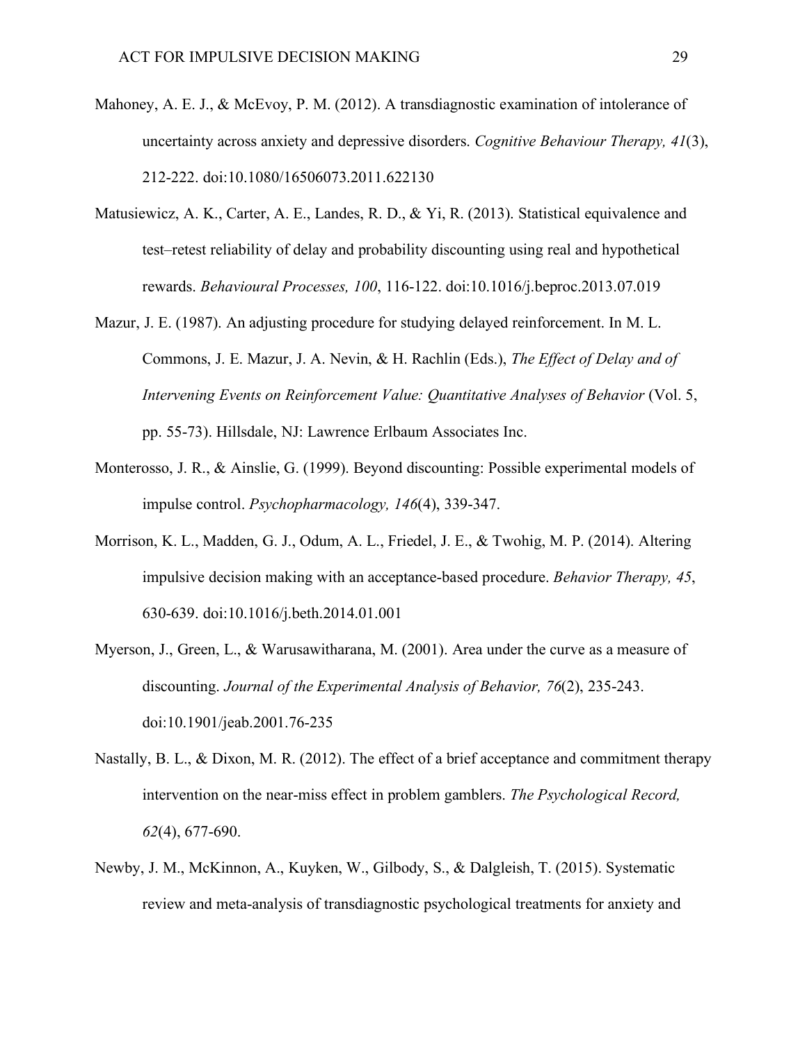Mahoney, A. E. J., & McEvoy, P. M. (2012). A transdiagnostic examination of intolerance of uncertainty across anxiety and depressive disorders. *Cognitive Behaviour Therapy, 41*(3), 212-222. doi:10.1080/16506073.2011.622130

Matusiewicz, A. K., Carter, A. E., Landes, R. D., & Yi, R. (2013). Statistical equivalence and test–retest reliability of delay and probability discounting using real and hypothetical rewards. *Behavioural Processes, 100*, 116-122. doi:10.1016/j.beproc.2013.07.019

Mazur, J. E. (1987). An adjusting procedure for studying delayed reinforcement. In M. L. Commons, J. E. Mazur, J. A. Nevin, & H. Rachlin (Eds.), *The Effect of Delay and of Intervening Events on Reinforcement Value: Quantitative Analyses of Behavior* (Vol. 5, pp. 55-73). Hillsdale, NJ: Lawrence Erlbaum Associates Inc.

Monterosso, J. R., & Ainslie, G. (1999). Beyond discounting: Possible experimental models of impulse control. *Psychopharmacology, 146*(4), 339-347.

Morrison, K. L., Madden, G. J., Odum, A. L., Friedel, J. E., & Twohig, M. P. (2014). Altering impulsive decision making with an acceptance-based procedure. *Behavior Therapy, 45*, 630-639. doi:10.1016/j.beth.2014.01.001

Myerson, J., Green, L., & Warusawitharana, M. (2001). Area under the curve as a measure of discounting. *Journal of the Experimental Analysis of Behavior, 76*(2), 235-243. doi:10.1901/jeab.2001.76-235

Nastally, B. L., & Dixon, M. R. (2012). The effect of a brief acceptance and commitment therapy intervention on the near-miss effect in problem gamblers. *The Psychological Record, 62*(4), 677-690.

Newby, J. M., McKinnon, A., Kuyken, W., Gilbody, S., & Dalgleish, T. (2015). Systematic review and meta-analysis of transdiagnostic psychological treatments for anxiety and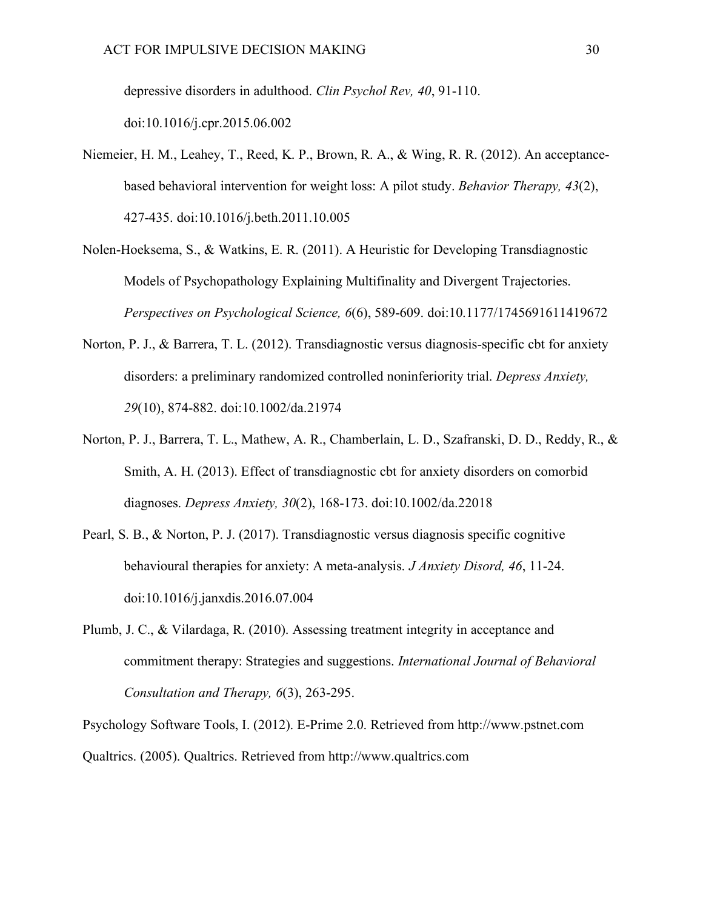depressive disorders in adulthood. *Clin Psychol Rev, 40*, 91-110. doi:10.1016/j.cpr.2015.06.002

Niemeier, H. M., Leahey, T., Reed, K. P., Brown, R. A., & Wing, R. R. (2012). An acceptance-based behavioral intervention for weight loss: A pilot study. *Behavior Therapy, 43*(2), 427-435. doi:10.1016/j.beth.2011.10.005

Nolen-Hoeksema, S., & Watkins, E. R. (2011). A Heuristic for Developing Transdiagnostic Models of Psychopathology Explaining Multifinality and Divergent Trajectories. *Perspectives on Psychological Science, 6*(6), 589-609. doi:10.1177/1745691611419672

Norton, P. J., & Barrera, T. L. (2012). Transdiagnostic versus diagnosis-specific cbt for anxiety disorders: a preliminary randomized controlled noninferiority trial. *Depress Anxiety, 29*(10), 874-882. doi:10.1002/da.21974

Norton, P. J., Barrera, T. L., Mathew, A. R., Chamberlain, L. D., Szafranski, D. D., Reddy, R., & Smith, A. H. (2013). Effect of transdiagnostic cbt for anxiety disorders on comorbid diagnoses. *Depress Anxiety, 30*(2), 168-173. doi:10.1002/da.22018

Pearl, S. B., & Norton, P. J. (2017). Transdiagnostic versus diagnosis specific cognitive behavioural therapies for anxiety: A meta-analysis. *J Anxiety Disord, 46*, 11-24. doi:10.1016/j.janxdis.2016.07.004

Plumb, J. C., & Vilardaga, R. (2010). Assessing treatment integrity in acceptance and commitment therapy: Strategies and suggestions. *International Journal of Behavioral Consultation and Therapy, 6*(3), 263-295.

Psychology Software Tools, I. (2012). E-Prime 2.0. Retrieved from http://www.pstnet.com

Qualtrics. (2005). Qualtrics. Retrieved from http://www.qualtrics.com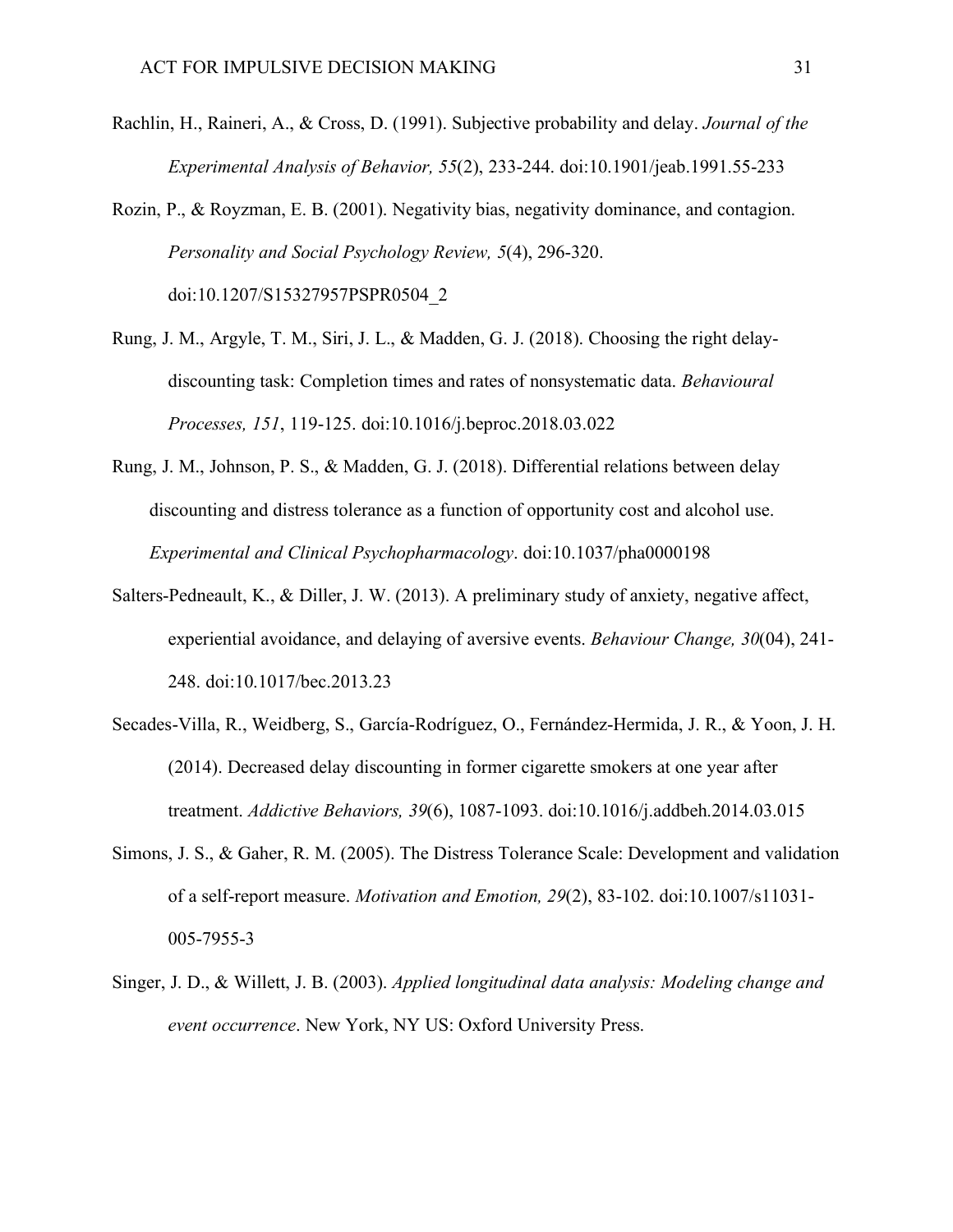Rachlin, H., Raineri, A., & Cross, D. (1991). Subjective probability and delay. *Journal of the Experimental Analysis of Behavior, 55*(2), 233-244. doi:10.1901/jeab.1991.55-233

Rozin, P., & Royzman, E. B. (2001). Negativity bias, negativity dominance, and contagion. *Personality and Social Psychology Review, 5*(4), 296-320. doi:10.1207/S15327957PSPR0504_2

Rung, J. M., Argyle, T. M., Siri, J. L., & Madden, G. J. (2018). Choosing the right delay-discounting task: Completion times and rates of nonsystematic data. *Behavioural Processes, 151*, 119-125. doi:10.1016/j.beproc.2018.03.022

Rung, J. M., Johnson, P. S., & Madden, G. J. (2018). Differential relations between delay discounting and distress tolerance as a function of opportunity cost and alcohol use. *Experimental and Clinical Psychopharmacology*. doi:10.1037/pha0000198

Salters-Pedneault, K., & Diller, J. W. (2013). A preliminary study of anxiety, negative affect, experiential avoidance, and delaying of aversive events. *Behaviour Change, 30*(04), 241-248. doi:10.1017/bec.2013.23

Secades-Villa, R., Weidberg, S., García-Rodríguez, O., Fernández-Hermida, J. R., & Yoon, J. H. (2014). Decreased delay discounting in former cigarette smokers at one year after treatment. *Addictive Behaviors, 39*(6), 1087-1093. doi:10.1016/j.addbeh.2014.03.015

Simons, J. S., & Gaher, R. M. (2005). The Distress Tolerance Scale: Development and validation of a self-report measure. *Motivation and Emotion, 29*(2), 83-102. doi:10.1007/s11031-005-7955-3

Singer, J. D., & Willett, J. B. (2003). *Applied longitudinal data analysis: Modeling change and event occurrence*. New York, NY US: Oxford University Press.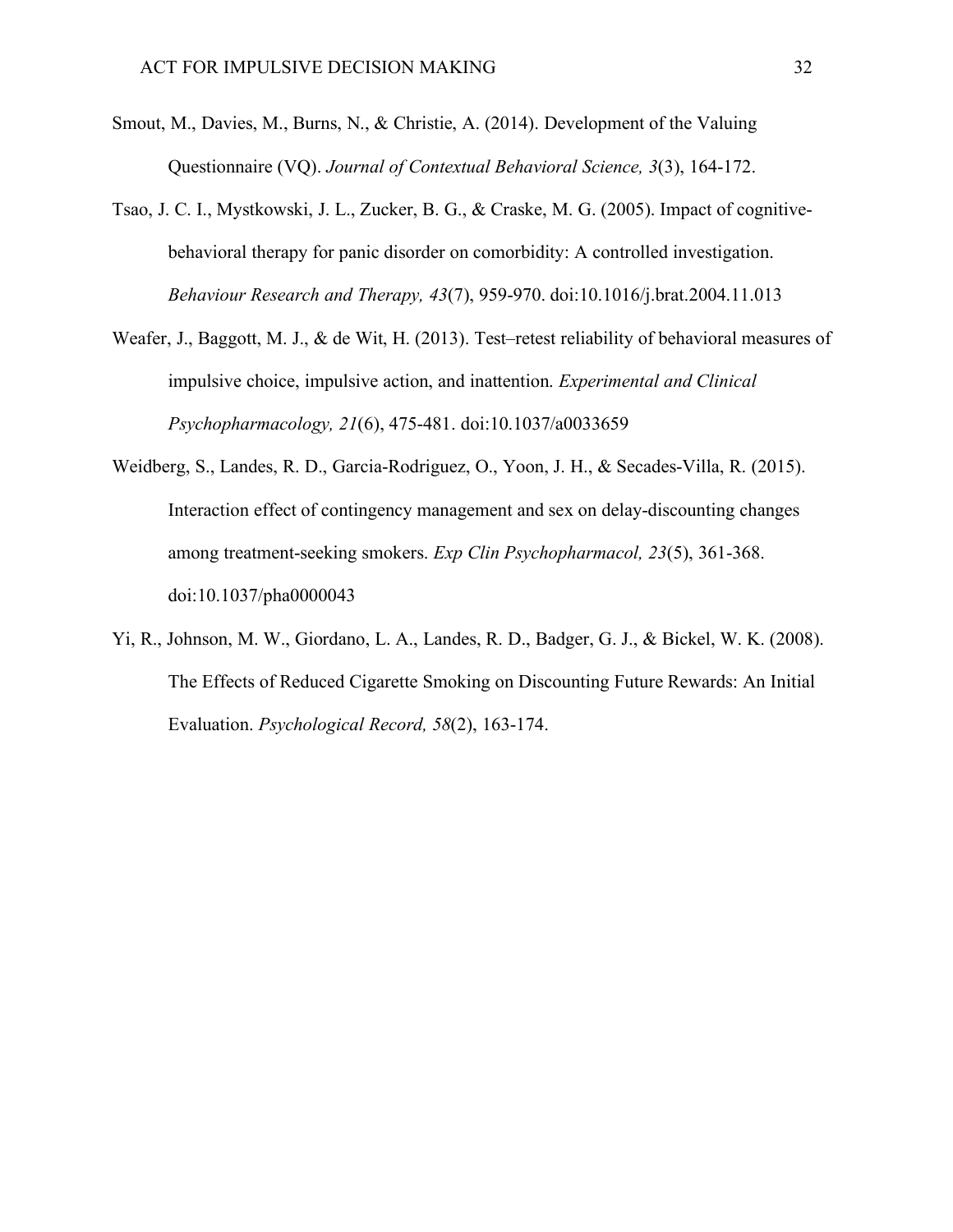Smout, M., Davies, M., Burns, N., & Christie, A. (2014). Development of the Valuing Questionnaire (VQ). *Journal of Contextual Behavioral Science, 3*(3), 164-172.

Tsao, J. C. I., Mystkowski, J. L., Zucker, B. G., & Craske, M. G. (2005). Impact of cognitive-behavioral therapy for panic disorder on comorbidity: A controlled investigation. *Behaviour Research and Therapy, 43*(7), 959-970. doi:10.1016/j.brat.2004.11.013

Weafer, J., Baggott, M. J., & de Wit, H. (2013). Test–retest reliability of behavioral measures of impulsive choice, impulsive action, and inattention. *Experimental and Clinical Psychopharmacology, 21*(6), 475-481. doi:10.1037/a0033659

Weidberg, S., Landes, R. D., Garcia-Rodriguez, O., Yoon, J. H., & Secades-Villa, R. (2015). Interaction effect of contingency management and sex on delay-discounting changes among treatment-seeking smokers. *Exp Clin Psychopharmacol, 23*(5), 361-368. doi:10.1037/pha0000043

Yi, R., Johnson, M. W., Giordano, L. A., Landes, R. D., Badger, G. J., & Bickel, W. K. (2008). The Effects of Reduced Cigarette Smoking on Discounting Future Rewards: An Initial Evaluation. *Psychological Record, 58*(2), 163-174.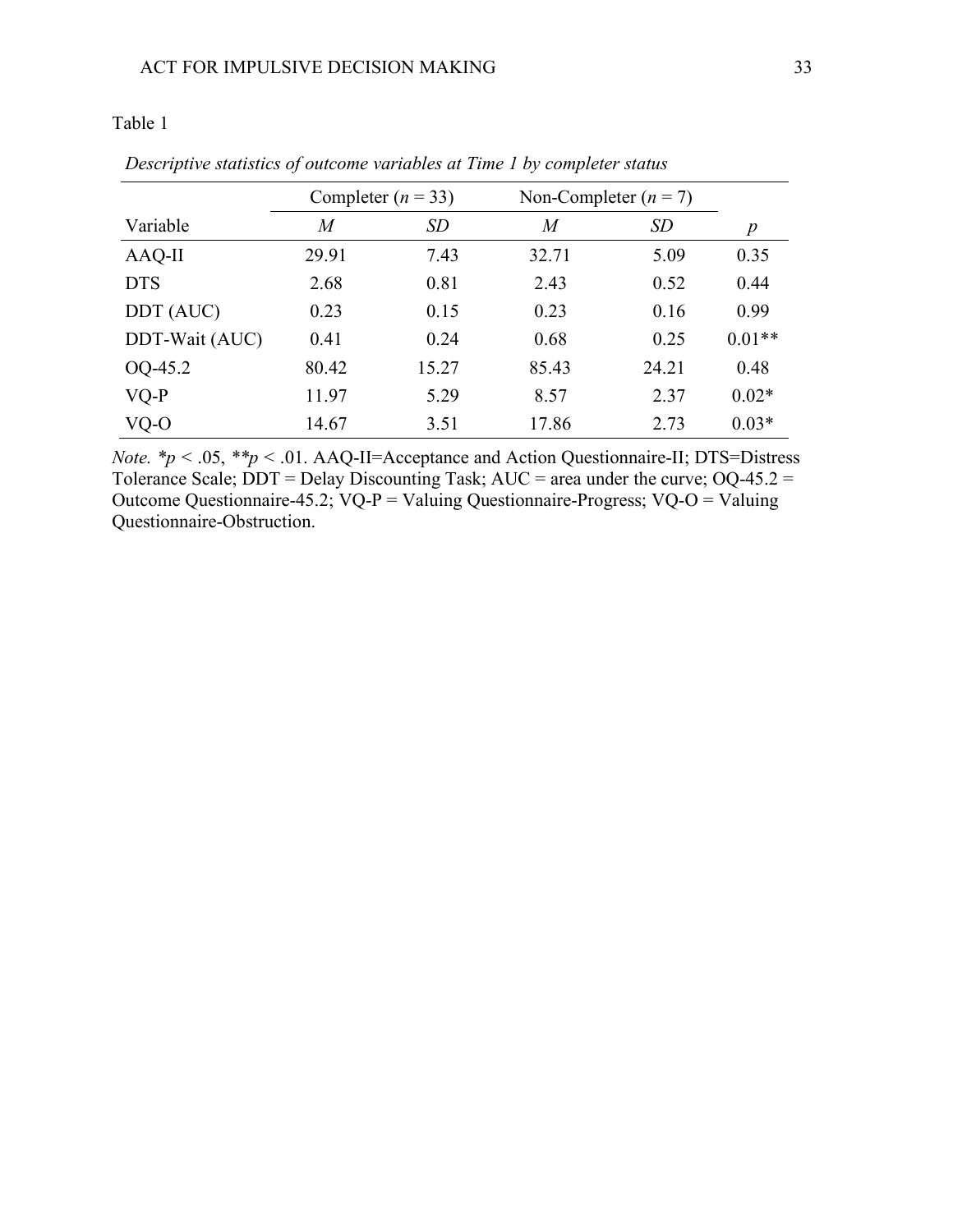Table 1

*Descriptive statistics of outcome variables at Time 1 by completer status*

| | Completer ($n$ = 33) | | Non-Completer ($n$ = 7) | | |
|---|---|---|---|---|---|
| Variable | *M* | *SD* | *M* | *SD* | *p* |
| AAQ-II | 29.91 | 7.43 | 32.71 | 5.09 | 0.35 |
| DTS | 2.68 | 0.81 | 2.43 | 0.52 | 0.44 |
| DDT (AUC) | 0.23 | 0.15 | 0.23 | 0.16 | 0.99 |
| DDT-Wait (AUC) | 0.41 | 0.24 | 0.68 | 0.25 | 0.01** |
| OQ-45.2 | 80.42 | 15.27 | 85.43 | 24.21 | 0.48 |
| VQ-P | 11.97 | 5.29 | 8.57 | 2.37 | 0.02* |
| VQ-O | 14.67 | 3.51 | 17.86 | 2.73 | 0.03* |

*Note.* *$p < .05$, **$p < .01$. AAQ-II=Acceptance and Action Questionnaire-II; DTS=Distress Tolerance Scale; DDT = Delay Discounting Task; AUC = area under the curve; OQ-45.2 = Outcome Questionnaire-45.2; VQ-P = Valuing Questionnaire-Progress; VQ-O = Valuing Questionnaire-Obstruction.